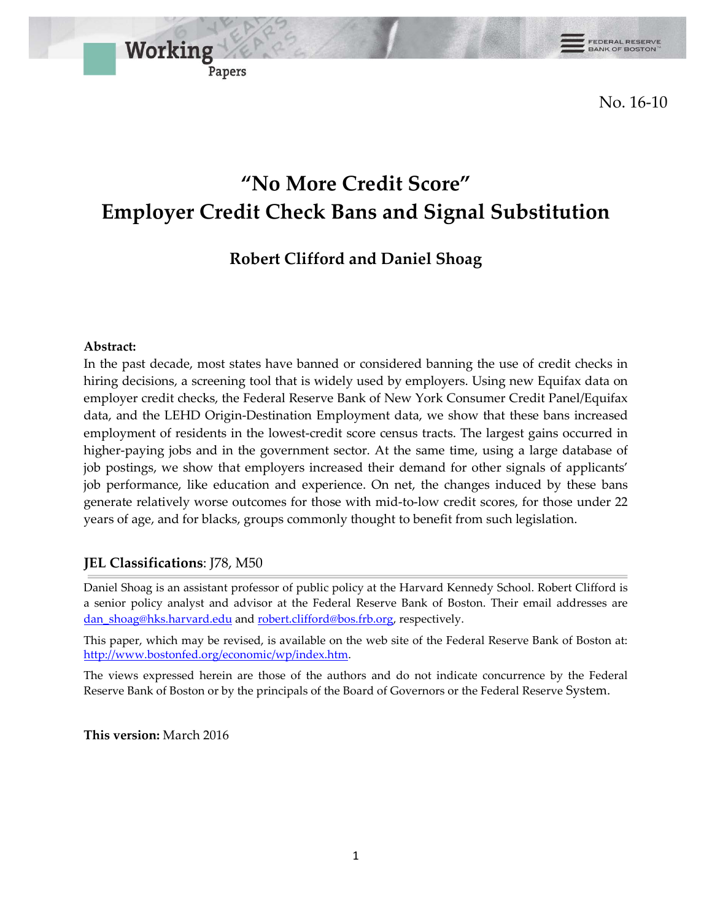Working Papers

No. 16-10

# "No More Credit Score"
# Employer Credit Check Bans and Signal Substitution

**Robert Clifford and Daniel Shoag**

**Abstract:**
In the past decade, most states have banned or considered banning the use of credit checks in hiring decisions, a screening tool that is widely used by employers. Using new Equifax data on employer credit checks, the Federal Reserve Bank of New York Consumer Credit Panel/Equifax data, and the LEHD Origin-Destination Employment data, we show that these bans increased employment of residents in the lowest-credit score census tracts. The largest gains occurred in higher-paying jobs and in the government sector. At the same time, using a large database of job postings, we show that employers increased their demand for other signals of applicants' job performance, like education and experience. On net, the changes induced by these bans generate relatively worse outcomes for those with mid-to-low credit scores, for those under 22 years of age, and for blacks, groups commonly thought to benefit from such legislation.

**JEL Classifications**: J78, M50

Daniel Shoag is an assistant professor of public policy at the Harvard Kennedy School. Robert Clifford is a senior policy analyst and advisor at the Federal Reserve Bank of Boston. Their email addresses are dan_shoag@hks.harvard.edu and robert.clifford@bos.frb.org, respectively.

This paper, which may be revised, is available on the web site of the Federal Reserve Bank of Boston at: http://www.bostonfed.org/economic/wp/index.htm.

The views expressed herein are those of the authors and do not indicate concurrence by the Federal Reserve Bank of Boston or by the principals of the Board of Governors or the Federal Reserve System.

**This version:** March 2016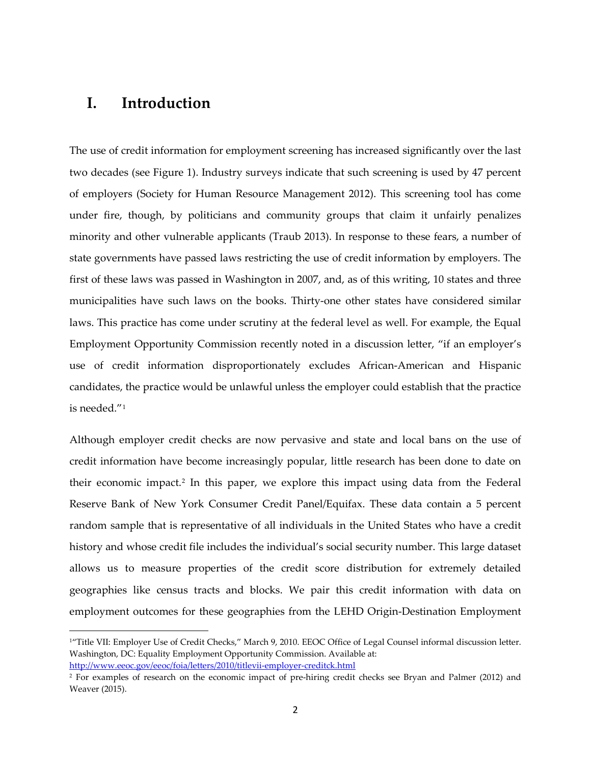# I. Introduction

The use of credit information for employment screening has increased significantly over the last two decades (see Figure 1). Industry surveys indicate that such screening is used by 47 percent of employers (Society for Human Resource Management 2012). This screening tool has come under fire, though, by politicians and community groups that claim it unfairly penalizes minority and other vulnerable applicants (Traub 2013). In response to these fears, a number of state governments have passed laws restricting the use of credit information by employers. The first of these laws was passed in Washington in 2007, and, as of this writing, 10 states and three municipalities have such laws on the books. Thirty-one other states have considered similar laws. This practice has come under scrutiny at the federal level as well. For example, the Equal Employment Opportunity Commission recently noted in a discussion letter, "if an employer's use of credit information disproportionately excludes African-American and Hispanic candidates, the practice would be unlawful unless the employer could establish that the practice is needed."[1]

Although employer credit checks are now pervasive and state and local bans on the use of credit information have become increasingly popular, little research has been done to date on their economic impact.[2] In this paper, we explore this impact using data from the Federal Reserve Bank of New York Consumer Credit Panel/Equifax. These data contain a 5 percent random sample that is representative of all individuals in the United States who have a credit history and whose credit file includes the individual's social security number. This large dataset allows us to measure properties of the credit score distribution for extremely detailed geographies like census tracts and blocks. We pair this credit information with data on employment outcomes for these geographies from the LEHD Origin-Destination Employment

---

[1] "Title VII: Employer Use of Credit Checks," March 9, 2010. EEOC Office of Legal Counsel informal discussion letter. Washington, DC: Equality Employment Opportunity Commission. Available at: http://www.eeoc.gov/eeoc/foia/letters/2010/titlevii-employer-creditck.html

[2] For examples of research on the economic impact of pre-hiring credit checks see Bryan and Palmer (2012) and Weaver (2015).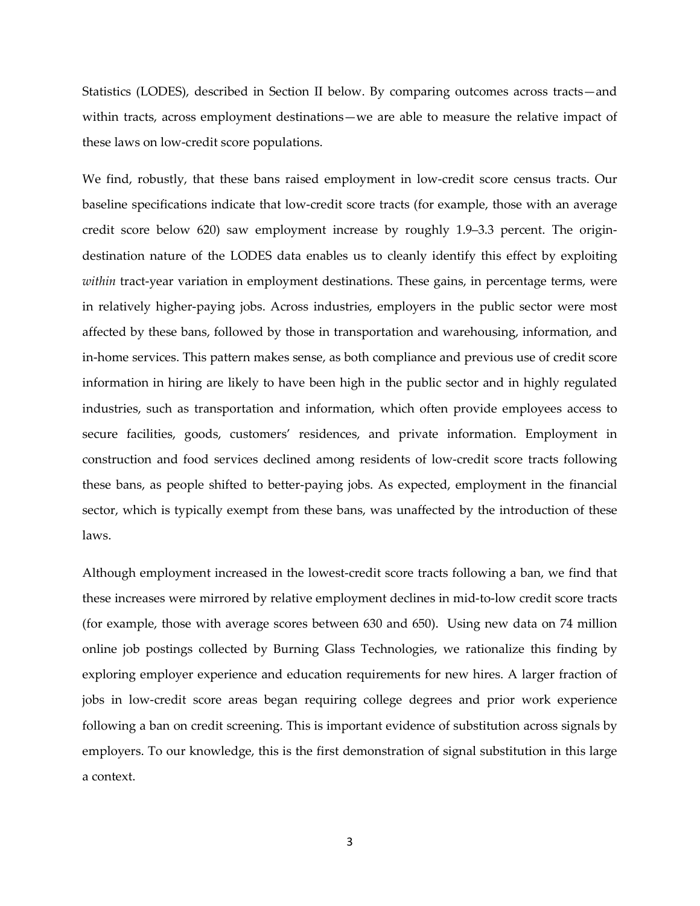Statistics (LODES), described in Section II below. By comparing outcomes across tracts—and within tracts, across employment destinations—we are able to measure the relative impact of these laws on low-credit score populations.

We find, robustly, that these bans raised employment in low-credit score census tracts. Our baseline specifications indicate that low-credit score tracts (for example, those with an average credit score below 620) saw employment increase by roughly 1.9–3.3 percent. The origin-destination nature of the LODES data enables us to cleanly identify this effect by exploiting *within* tract-year variation in employment destinations. These gains, in percentage terms, were in relatively higher-paying jobs. Across industries, employers in the public sector were most affected by these bans, followed by those in transportation and warehousing, information, and in-home services. This pattern makes sense, as both compliance and previous use of credit score information in hiring are likely to have been high in the public sector and in highly regulated industries, such as transportation and information, which often provide employees access to secure facilities, goods, customers' residences, and private information. Employment in construction and food services declined among residents of low-credit score tracts following these bans, as people shifted to better-paying jobs. As expected, employment in the financial sector, which is typically exempt from these bans, was unaffected by the introduction of these laws.

Although employment increased in the lowest-credit score tracts following a ban, we find that these increases were mirrored by relative employment declines in mid-to-low credit score tracts (for example, those with average scores between 630 and 650). Using new data on 74 million online job postings collected by Burning Glass Technologies, we rationalize this finding by exploring employer experience and education requirements for new hires. A larger fraction of jobs in low-credit score areas began requiring college degrees and prior work experience following a ban on credit screening. This is important evidence of substitution across signals by employers. To our knowledge, this is the first demonstration of signal substitution in this large a context.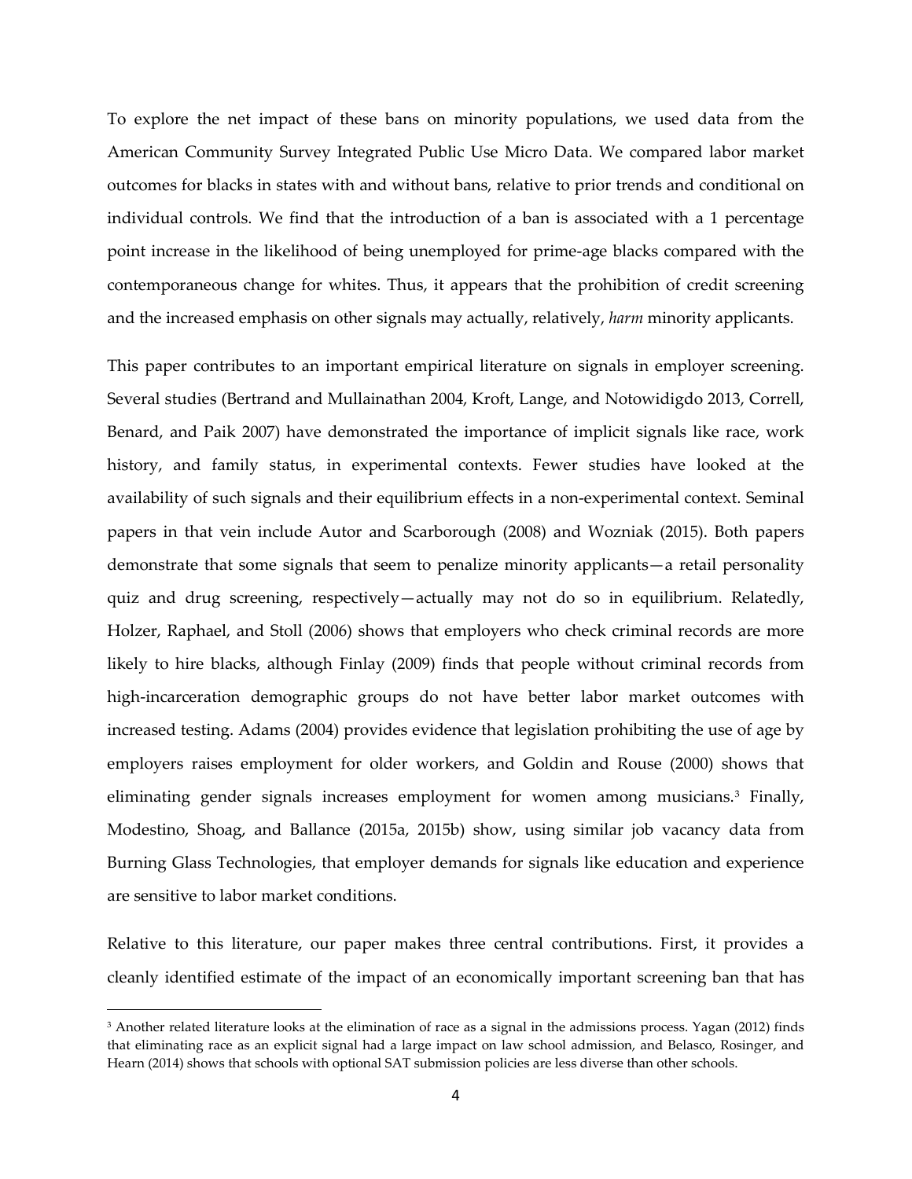To explore the net impact of these bans on minority populations, we used data from the American Community Survey Integrated Public Use Micro Data. We compared labor market outcomes for blacks in states with and without bans, relative to prior trends and conditional on individual controls. We find that the introduction of a ban is associated with a 1 percentage point increase in the likelihood of being unemployed for prime-age blacks compared with the contemporaneous change for whites. Thus, it appears that the prohibition of credit screening and the increased emphasis on other signals may actually, relatively, *harm* minority applicants.

This paper contributes to an important empirical literature on signals in employer screening. Several studies (Bertrand and Mullainathan 2004, Kroft, Lange, and Notowidigdo 2013, Correll, Benard, and Paik 2007) have demonstrated the importance of implicit signals like race, work history, and family status, in experimental contexts. Fewer studies have looked at the availability of such signals and their equilibrium effects in a non-experimental context. Seminal papers in that vein include Autor and Scarborough (2008) and Wozniak (2015). Both papers demonstrate that some signals that seem to penalize minority applicants—a retail personality quiz and drug screening, respectively—actually may not do so in equilibrium. Relatedly, Holzer, Raphael, and Stoll (2006) shows that employers who check criminal records are more likely to hire blacks, although Finlay (2009) finds that people without criminal records from high-incarceration demographic groups do not have better labor market outcomes with increased testing. Adams (2004) provides evidence that legislation prohibiting the use of age by employers raises employment for older workers, and Goldin and Rouse (2000) shows that eliminating gender signals increases employment for women among musicians.[3] Finally, Modestino, Shoag, and Ballance (2015a, 2015b) show, using similar job vacancy data from Burning Glass Technologies, that employer demands for signals like education and experience are sensitive to labor market conditions.

Relative to this literature, our paper makes three central contributions. First, it provides a cleanly identified estimate of the impact of an economically important screening ban that has

[3] Another related literature looks at the elimination of race as a signal in the admissions process. Yagan (2012) finds that eliminating race as an explicit signal had a large impact on law school admission, and Belasco, Rosinger, and Hearn (2014) shows that schools with optional SAT submission policies are less diverse than other schools.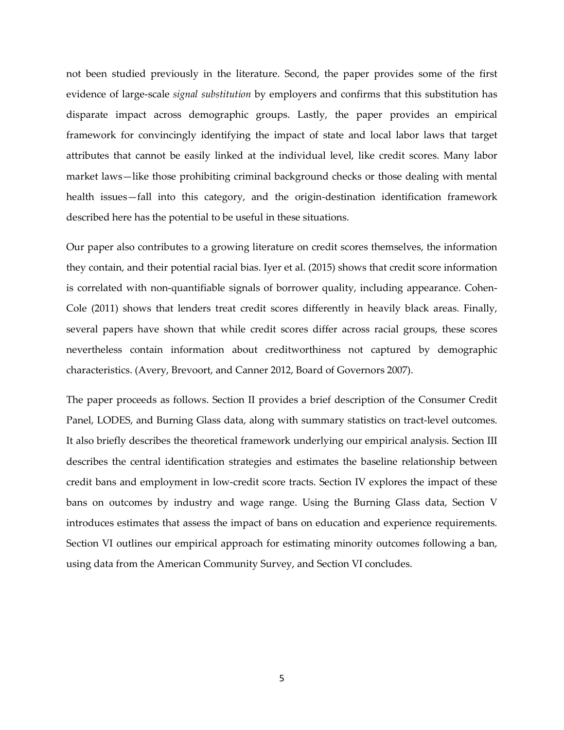not been studied previously in the literature. Second, the paper provides some of the first evidence of large-scale *signal substitution* by employers and confirms that this substitution has disparate impact across demographic groups. Lastly, the paper provides an empirical framework for convincingly identifying the impact of state and local labor laws that target attributes that cannot be easily linked at the individual level, like credit scores. Many labor market laws—like those prohibiting criminal background checks or those dealing with mental health issues—fall into this category, and the origin-destination identification framework described here has the potential to be useful in these situations.

Our paper also contributes to a growing literature on credit scores themselves, the information they contain, and their potential racial bias. Iyer et al. (2015) shows that credit score information is correlated with non-quantifiable signals of borrower quality, including appearance. Cohen-Cole (2011) shows that lenders treat credit scores differently in heavily black areas. Finally, several papers have shown that while credit scores differ across racial groups, these scores nevertheless contain information about creditworthiness not captured by demographic characteristics. (Avery, Brevoort, and Canner 2012, Board of Governors 2007).

The paper proceeds as follows. Section II provides a brief description of the Consumer Credit Panel, LODES, and Burning Glass data, along with summary statistics on tract-level outcomes. It also briefly describes the theoretical framework underlying our empirical analysis. Section III describes the central identification strategies and estimates the baseline relationship between credit bans and employment in low-credit score tracts. Section IV explores the impact of these bans on outcomes by industry and wage range. Using the Burning Glass data, Section V introduces estimates that assess the impact of bans on education and experience requirements. Section VI outlines our empirical approach for estimating minority outcomes following a ban, using data from the American Community Survey, and Section VI concludes.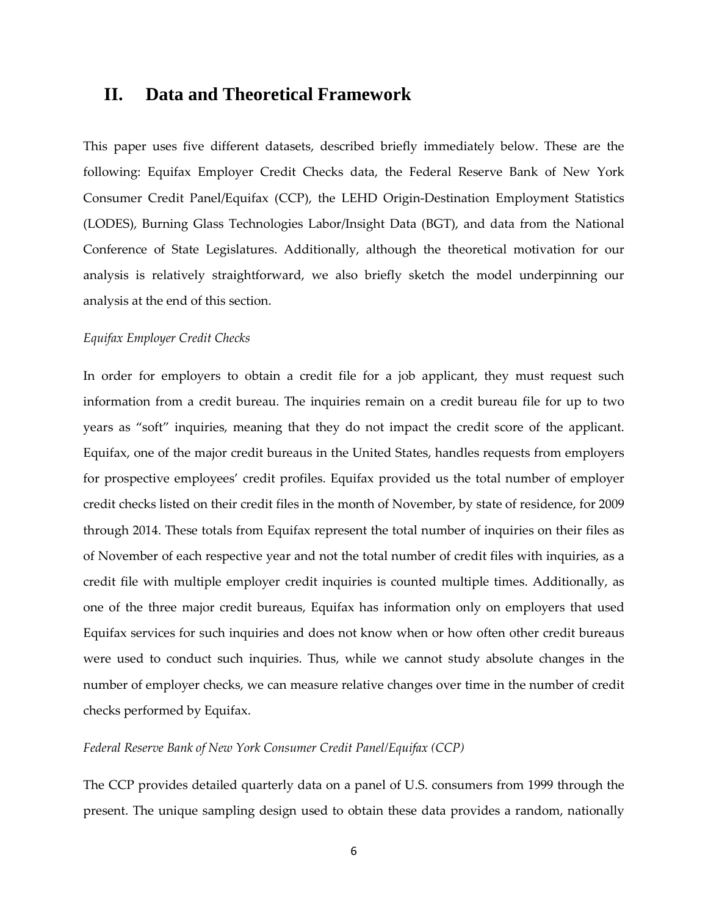## II. Data and Theoretical Framework

This paper uses five different datasets, described briefly immediately below. These are the following: Equifax Employer Credit Checks data, the Federal Reserve Bank of New York Consumer Credit Panel/Equifax (CCP), the LEHD Origin-Destination Employment Statistics (LODES), Burning Glass Technologies Labor/Insight Data (BGT), and data from the National Conference of State Legislatures. Additionally, although the theoretical motivation for our analysis is relatively straightforward, we also briefly sketch the model underpinning our analysis at the end of this section.

*Equifax Employer Credit Checks*

In order for employers to obtain a credit file for a job applicant, they must request such information from a credit bureau. The inquiries remain on a credit bureau file for up to two years as "soft" inquiries, meaning that they do not impact the credit score of the applicant. Equifax, one of the major credit bureaus in the United States, handles requests from employers for prospective employees' credit profiles. Equifax provided us the total number of employer credit checks listed on their credit files in the month of November, by state of residence, for 2009 through 2014. These totals from Equifax represent the total number of inquiries on their files as of November of each respective year and not the total number of credit files with inquiries, as a credit file with multiple employer credit inquiries is counted multiple times. Additionally, as one of the three major credit bureaus, Equifax has information only on employers that used Equifax services for such inquiries and does not know when or how often other credit bureaus were used to conduct such inquiries. Thus, while we cannot study absolute changes in the number of employer checks, we can measure relative changes over time in the number of credit checks performed by Equifax.

*Federal Reserve Bank of New York Consumer Credit Panel/Equifax (CCP)*

The CCP provides detailed quarterly data on a panel of U.S. consumers from 1999 through the present. The unique sampling design used to obtain these data provides a random, nationally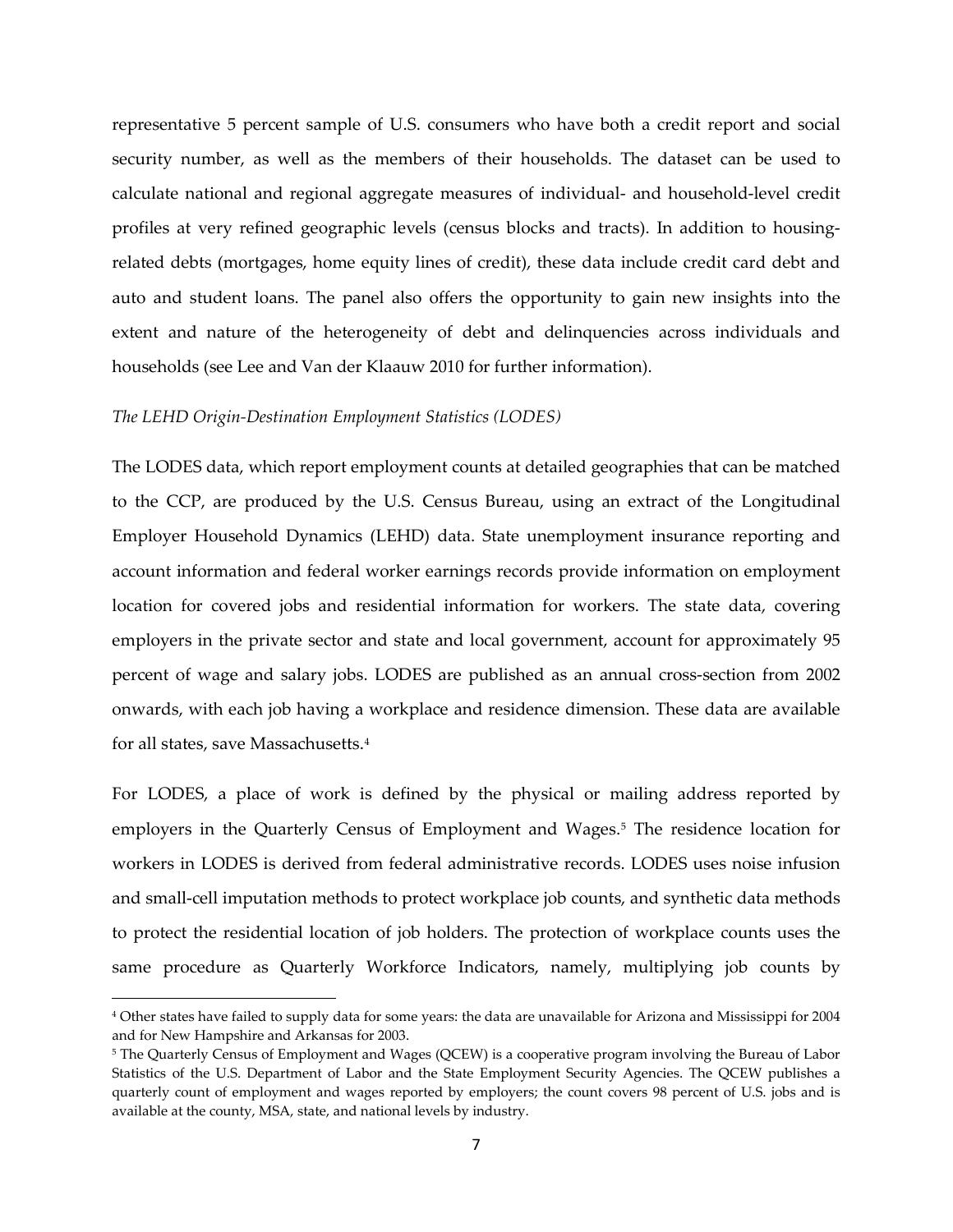representative 5 percent sample of U.S. consumers who have both a credit report and social security number, as well as the members of their households. The dataset can be used to calculate national and regional aggregate measures of individual- and household-level credit profiles at very refined geographic levels (census blocks and tracts). In addition to housing-related debts (mortgages, home equity lines of credit), these data include credit card debt and auto and student loans. The panel also offers the opportunity to gain new insights into the extent and nature of the heterogeneity of debt and delinquencies across individuals and households (see Lee and Van der Klaauw 2010 for further information).

*The LEHD Origin-Destination Employment Statistics (LODES)*

The LODES data, which report employment counts at detailed geographies that can be matched to the CCP, are produced by the U.S. Census Bureau, using an extract of the Longitudinal Employer Household Dynamics (LEHD) data. State unemployment insurance reporting and account information and federal worker earnings records provide information on employment location for covered jobs and residential information for workers. The state data, covering employers in the private sector and state and local government, account for approximately 95 percent of wage and salary jobs. LODES are published as an annual cross-section from 2002 onwards, with each job having a workplace and residence dimension. These data are available for all states, save Massachusetts.[4]

For LODES, a place of work is defined by the physical or mailing address reported by employers in the Quarterly Census of Employment and Wages.[5] The residence location for workers in LODES is derived from federal administrative records. LODES uses noise infusion and small-cell imputation methods to protect workplace job counts, and synthetic data methods to protect the residential location of job holders. The protection of workplace counts uses the same procedure as Quarterly Workforce Indicators, namely, multiplying job counts by

[4] Other states have failed to supply data for some years: the data are unavailable for Arizona and Mississippi for 2004 and for New Hampshire and Arkansas for 2003.

[5] The Quarterly Census of Employment and Wages (QCEW) is a cooperative program involving the Bureau of Labor Statistics of the U.S. Department of Labor and the State Employment Security Agencies. The QCEW publishes a quarterly count of employment and wages reported by employers; the count covers 98 percent of U.S. jobs and is available at the county, MSA, state, and national levels by industry.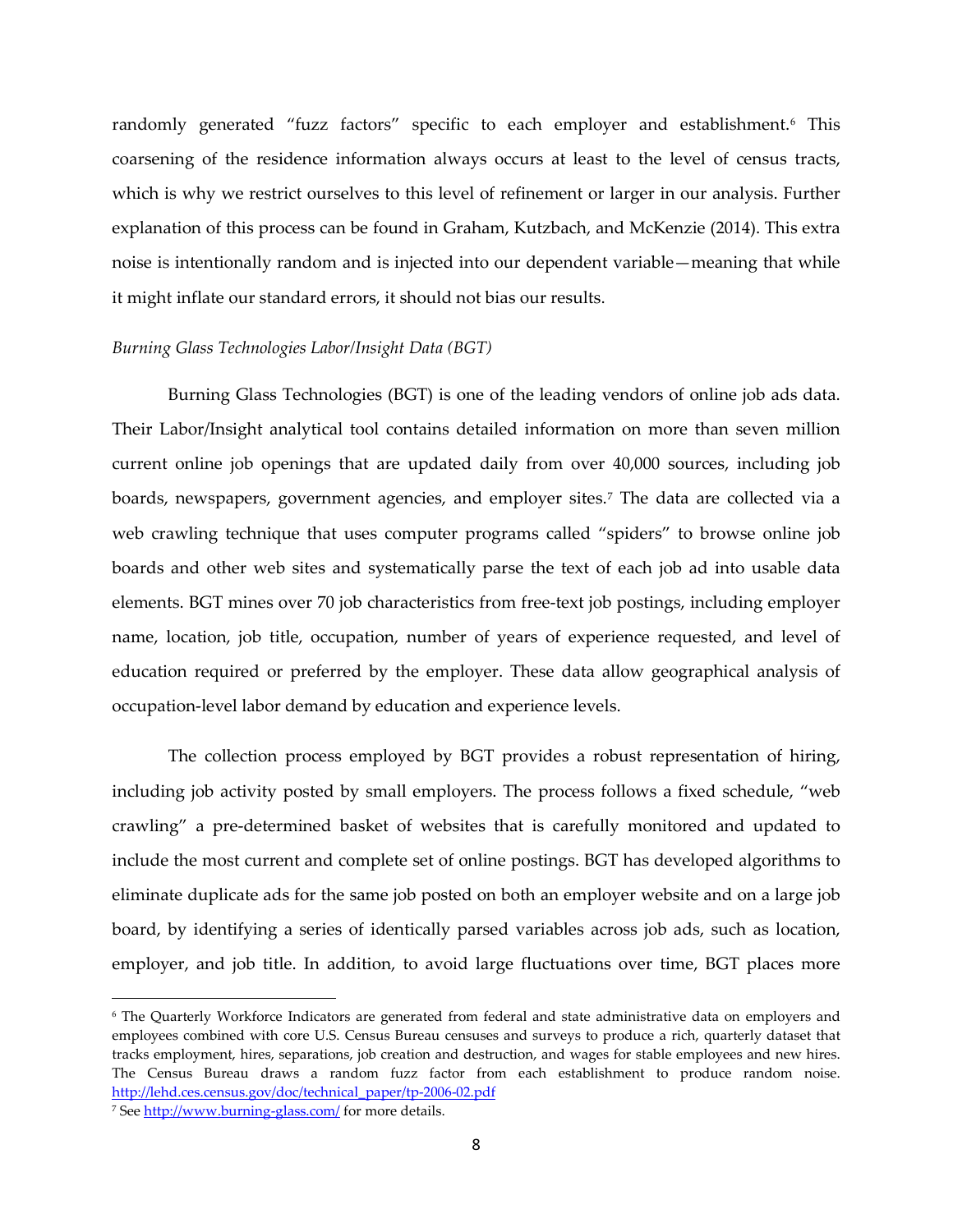randomly generated "fuzz factors" specific to each employer and establishment.[6] This coarsening of the residence information always occurs at least to the level of census tracts, which is why we restrict ourselves to this level of refinement or larger in our analysis. Further explanation of this process can be found in Graham, Kutzbach, and McKenzie (2014). This extra noise is intentionally random and is injected into our dependent variable—meaning that while it might inflate our standard errors, it should not bias our results.

*Burning Glass Technologies Labor/Insight Data (BGT)*

Burning Glass Technologies (BGT) is one of the leading vendors of online job ads data. Their Labor/Insight analytical tool contains detailed information on more than seven million current online job openings that are updated daily from over 40,000 sources, including job boards, newspapers, government agencies, and employer sites.[7] The data are collected via a web crawling technique that uses computer programs called "spiders" to browse online job boards and other web sites and systematically parse the text of each job ad into usable data elements. BGT mines over 70 job characteristics from free-text job postings, including employer name, location, job title, occupation, number of years of experience requested, and level of education required or preferred by the employer. These data allow geographical analysis of occupation-level labor demand by education and experience levels.

The collection process employed by BGT provides a robust representation of hiring, including job activity posted by small employers. The process follows a fixed schedule, "web crawling" a pre-determined basket of websites that is carefully monitored and updated to include the most current and complete set of online postings. BGT has developed algorithms to eliminate duplicate ads for the same job posted on both an employer website and on a large job board, by identifying a series of identically parsed variables across job ads, such as location, employer, and job title. In addition, to avoid large fluctuations over time, BGT places more

---

[6] The Quarterly Workforce Indicators are generated from federal and state administrative data on employers and employees combined with core U.S. Census Bureau censuses and surveys to produce a rich, quarterly dataset that tracks employment, hires, separations, job creation and destruction, and wages for stable employees and new hires. The Census Bureau draws a random fuzz factor from each establishment to produce random noise. http://lehd.ces.census.gov/doc/technical_paper/tp-2006-02.pdf

[7] See http://www.burning-glass.com/ for more details.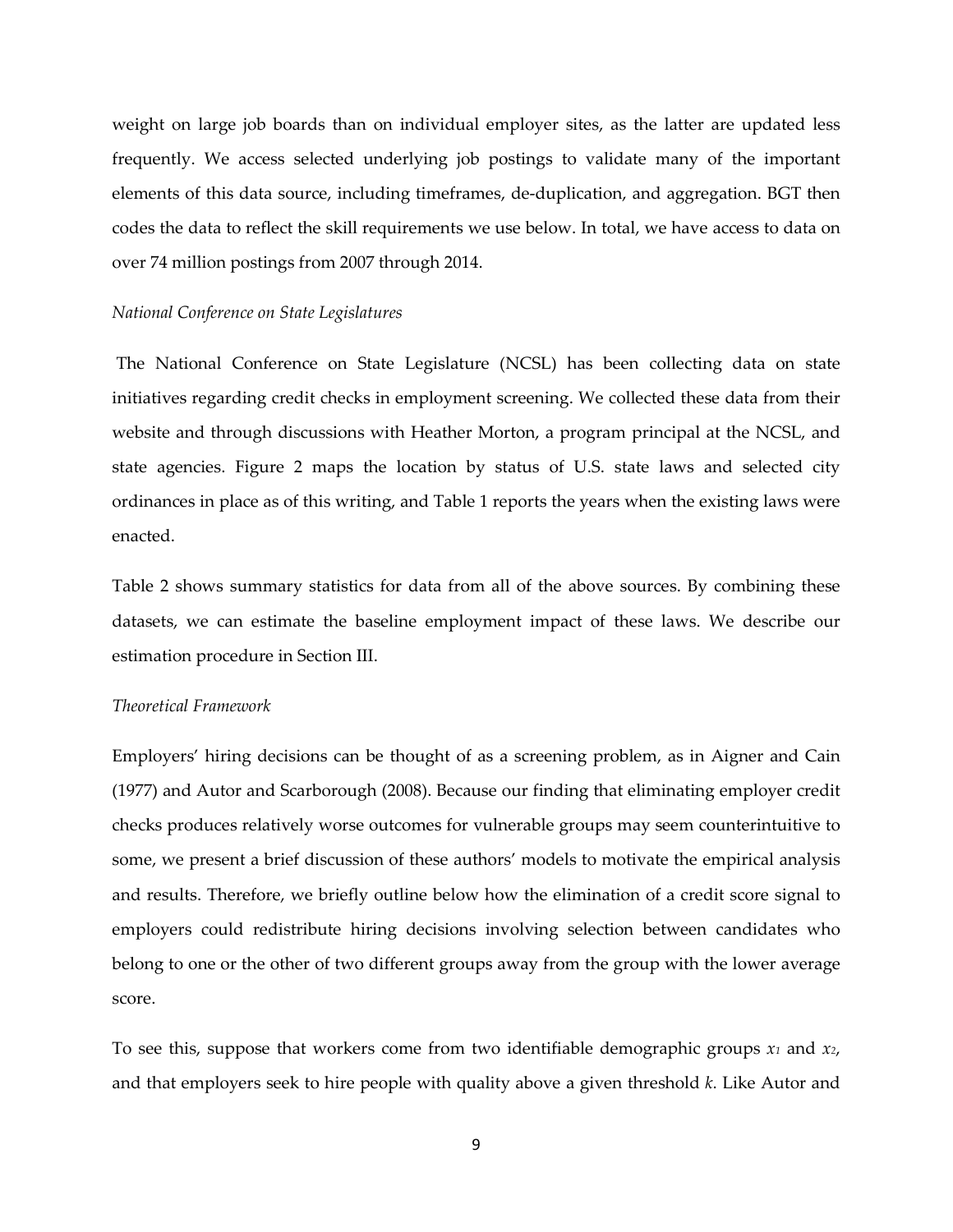weight on large job boards than on individual employer sites, as the latter are updated less frequently. We access selected underlying job postings to validate many of the important elements of this data source, including timeframes, de-duplication, and aggregation. BGT then codes the data to reflect the skill requirements we use below. In total, we have access to data on over 74 million postings from 2007 through 2014.

*National Conference on State Legislatures*

The National Conference on State Legislature (NCSL) has been collecting data on state initiatives regarding credit checks in employment screening. We collected these data from their website and through discussions with Heather Morton, a program principal at the NCSL, and state agencies. Figure 2 maps the location by status of U.S. state laws and selected city ordinances in place as of this writing, and Table 1 reports the years when the existing laws were enacted.

Table 2 shows summary statistics for data from all of the above sources. By combining these datasets, we can estimate the baseline employment impact of these laws. We describe our estimation procedure in Section III.

*Theoretical Framework*

Employers' hiring decisions can be thought of as a screening problem, as in Aigner and Cain (1977) and Autor and Scarborough (2008). Because our finding that eliminating employer credit checks produces relatively worse outcomes for vulnerable groups may seem counterintuitive to some, we present a brief discussion of these authors' models to motivate the empirical analysis and results. Therefore, we briefly outline below how the elimination of a credit score signal to employers could redistribute hiring decisions involving selection between candidates who belong to one or the other of two different groups away from the group with the lower average score.

To see this, suppose that workers come from two identifiable demographic groups $x_1$ and $x_2$, and that employers seek to hire people with quality above a given threshold $k$. Like Autor and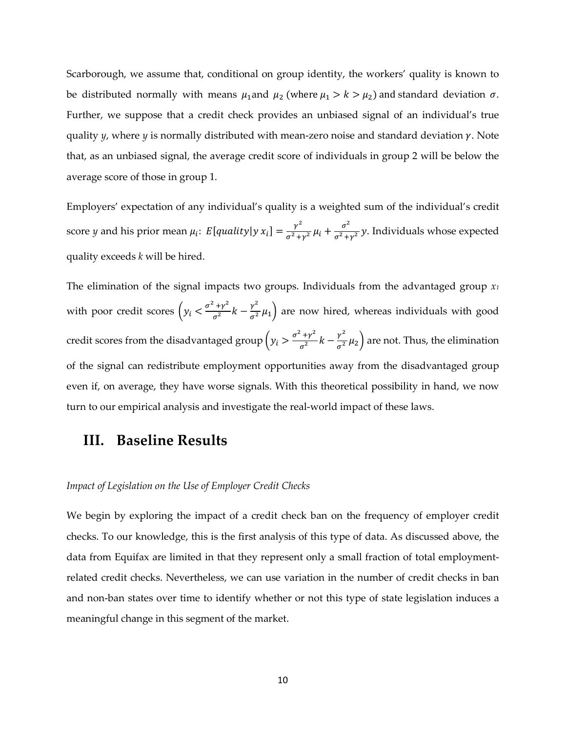Scarborough, we assume that, conditional on group identity, the workers' quality is known to be distributed normally with means $\mu_1$ and $\mu_2$ (where $\mu_1 > k > \mu_2$) and standard deviation $\sigma$. Further, we suppose that a credit check provides an unbiased signal of an individual's true quality $y$, where $y$ is normally distributed with mean-zero noise and standard deviation $\gamma$. Note that, as an unbiased signal, the average credit score of individuals in group 2 will be below the average score of those in group 1.

Employers' expectation of any individual's quality is a weighted sum of the individual's credit score $y$ and his prior mean $\mu_i$: $E[quality|y\, x_i] = \frac{\gamma^2}{\sigma^2+\gamma^2}\mu_i + \frac{\sigma^2}{\sigma^2+\gamma^2}y$. Individuals whose expected quality exceeds $k$ will be hired.

The elimination of the signal impacts two groups. Individuals from the advantaged group $x_1$ with poor credit scores $\left(y_i < \frac{\sigma^2+\gamma^2}{\sigma^2}k - \frac{\gamma^2}{\sigma^2}\mu_1\right)$ are now hired, whereas individuals with good credit scores from the disadvantaged group $\left(y_i > \frac{\sigma^2+\gamma^2}{\sigma^2}k - \frac{\gamma^2}{\sigma^2}\mu_2\right)$ are not. Thus, the elimination of the signal can redistribute employment opportunities away from the disadvantaged group even if, on average, they have worse signals. With this theoretical possibility in hand, we now turn to our empirical analysis and investigate the real-world impact of these laws.

# III. Baseline Results

*Impact of Legislation on the Use of Employer Credit Checks*

We begin by exploring the impact of a credit check ban on the frequency of employer credit checks. To our knowledge, this is the first analysis of this type of data. As discussed above, the data from Equifax are limited in that they represent only a small fraction of total employment-related credit checks. Nevertheless, we can use variation in the number of credit checks in ban and non-ban states over time to identify whether or not this type of state legislation induces a meaningful change in this segment of the market.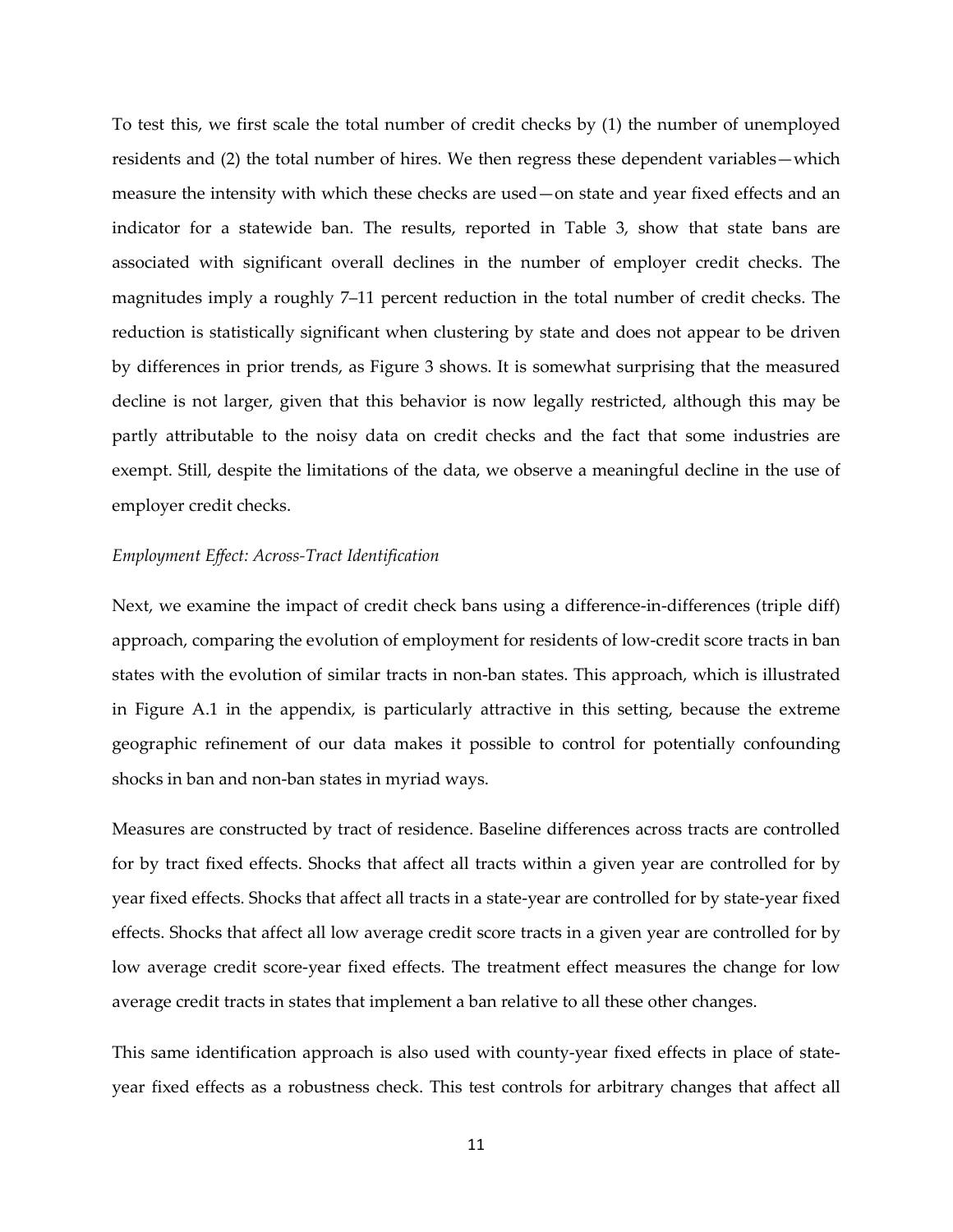To test this, we first scale the total number of credit checks by (1) the number of unemployed residents and (2) the total number of hires. We then regress these dependent variables—which measure the intensity with which these checks are used—on state and year fixed effects and an indicator for a statewide ban. The results, reported in Table 3, show that state bans are associated with significant overall declines in the number of employer credit checks. The magnitudes imply a roughly 7–11 percent reduction in the total number of credit checks. The reduction is statistically significant when clustering by state and does not appear to be driven by differences in prior trends, as Figure 3 shows. It is somewhat surprising that the measured decline is not larger, given that this behavior is now legally restricted, although this may be partly attributable to the noisy data on credit checks and the fact that some industries are exempt. Still, despite the limitations of the data, we observe a meaningful decline in the use of employer credit checks.

*Employment Effect: Across-Tract Identification*

Next, we examine the impact of credit check bans using a difference-in-differences (triple diff) approach, comparing the evolution of employment for residents of low-credit score tracts in ban states with the evolution of similar tracts in non-ban states. This approach, which is illustrated in Figure A.1 in the appendix, is particularly attractive in this setting, because the extreme geographic refinement of our data makes it possible to control for potentially confounding shocks in ban and non-ban states in myriad ways.

Measures are constructed by tract of residence. Baseline differences across tracts are controlled for by tract fixed effects. Shocks that affect all tracts within a given year are controlled for by year fixed effects. Shocks that affect all tracts in a state-year are controlled for by state-year fixed effects. Shocks that affect all low average credit score tracts in a given year are controlled for by low average credit score-year fixed effects. The treatment effect measures the change for low average credit tracts in states that implement a ban relative to all these other changes.

This same identification approach is also used with county-year fixed effects in place of state-year fixed effects as a robustness check. This test controls for arbitrary changes that affect all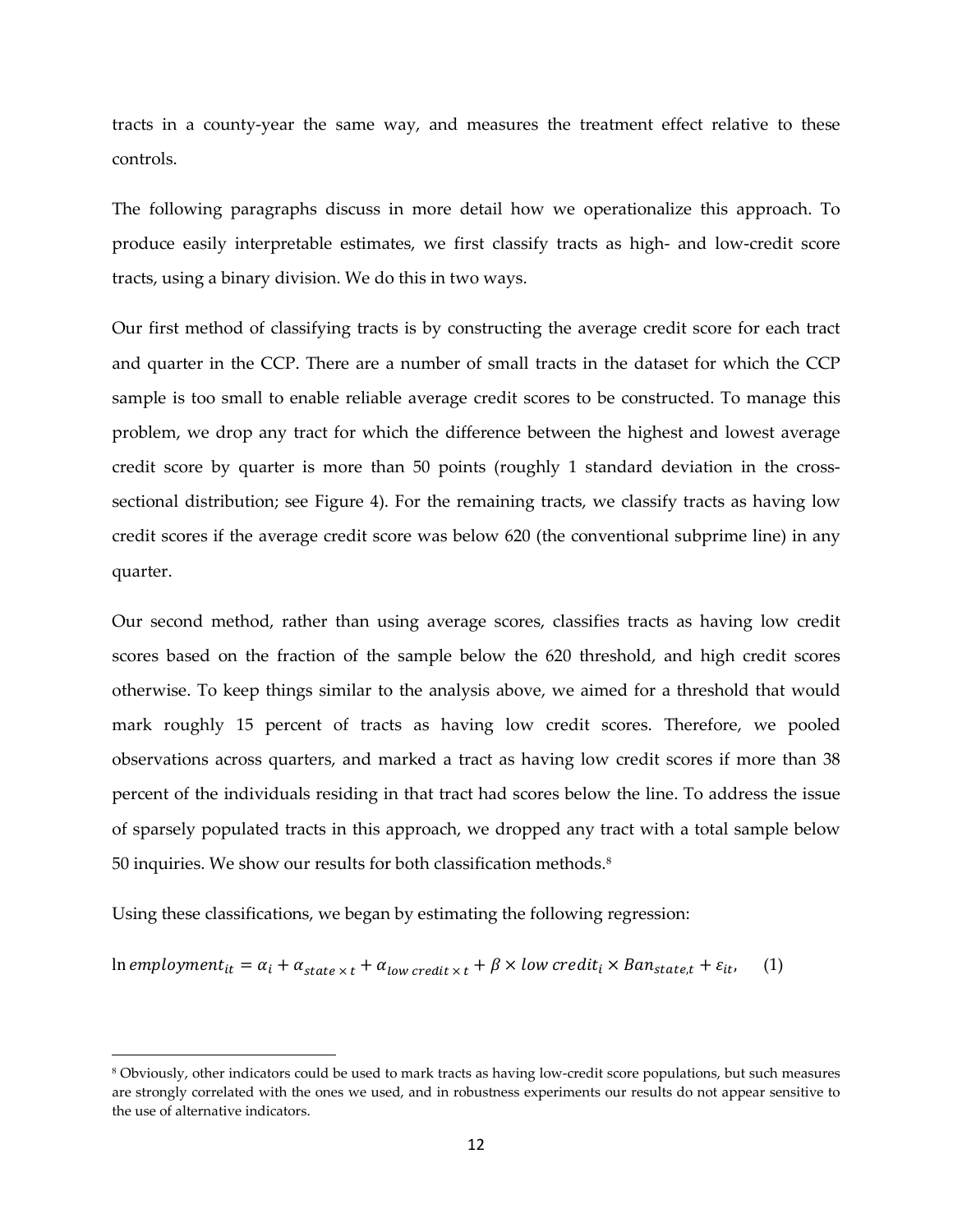tracts in a county-year the same way, and measures the treatment effect relative to these controls.

The following paragraphs discuss in more detail how we operationalize this approach. To produce easily interpretable estimates, we first classify tracts as high- and low-credit score tracts, using a binary division. We do this in two ways.

Our first method of classifying tracts is by constructing the average credit score for each tract and quarter in the CCP. There are a number of small tracts in the dataset for which the CCP sample is too small to enable reliable average credit scores to be constructed. To manage this problem, we drop any tract for which the difference between the highest and lowest average credit score by quarter is more than 50 points (roughly 1 standard deviation in the cross-sectional distribution; see Figure 4). For the remaining tracts, we classify tracts as having low credit scores if the average credit score was below 620 (the conventional subprime line) in any quarter.

Our second method, rather than using average scores, classifies tracts as having low credit scores based on the fraction of the sample below the 620 threshold, and high credit scores otherwise. To keep things similar to the analysis above, we aimed for a threshold that would mark roughly 15 percent of tracts as having low credit scores. Therefore, we pooled observations across quarters, and marked a tract as having low credit scores if more than 38 percent of the individuals residing in that tract had scores below the line. To address the issue of sparsely populated tracts in this approach, we dropped any tract with a total sample below 50 inquiries. We show our results for both classification methods.[8]

Using these classifications, we began by estimating the following regression:

$$\ln employment_{it} = \alpha_i + \alpha_{state \times t} + \alpha_{low\ credit \times t} + \beta \times low\ credit_i \times Ban_{state,t} + \varepsilon_{it}, \quad (1)$$

[8] Obviously, other indicators could be used to mark tracts as having low-credit score populations, but such measures are strongly correlated with the ones we used, and in robustness experiments our results do not appear sensitive to the use of alternative indicators.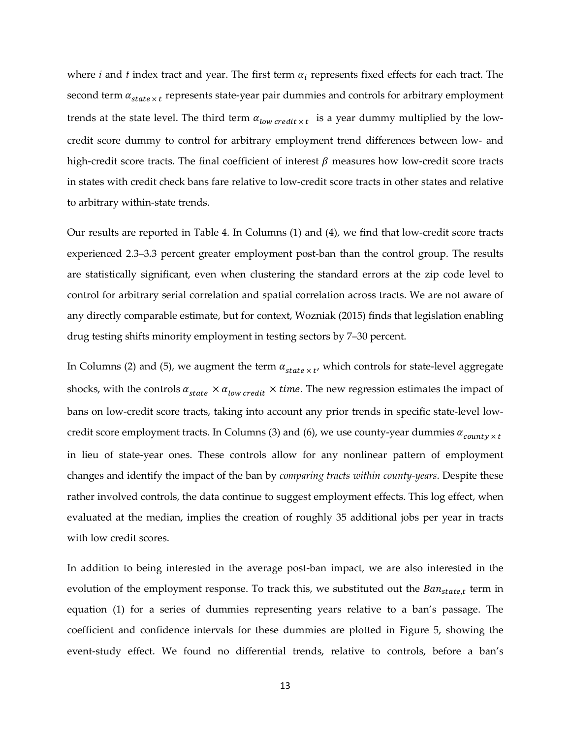where $i$ and $t$ index tract and year. The first term $\alpha_i$ represents fixed effects for each tract. The second term $\alpha_{state \times t}$ represents state-year pair dummies and controls for arbitrary employment trends at the state level. The third term $\alpha_{low\ credit \times t}$ is a year dummy multiplied by the low-credit score dummy to control for arbitrary employment trend differences between low- and high-credit score tracts. The final coefficient of interest $\beta$ measures how low-credit score tracts in states with credit check bans fare relative to low-credit score tracts in other states and relative to arbitrary within-state trends.

Our results are reported in Table 4. In Columns (1) and (4), we find that low-credit score tracts experienced 2.3–3.3 percent greater employment post-ban than the control group. The results are statistically significant, even when clustering the standard errors at the zip code level to control for arbitrary serial correlation and spatial correlation across tracts. We are not aware of any directly comparable estimate, but for context, Wozniak (2015) finds that legislation enabling drug testing shifts minority employment in testing sectors by 7–30 percent.

In Columns (2) and (5), we augment the term $\alpha_{state \times t}$, which controls for state-level aggregate shocks, with the controls $\alpha_{state} \times \alpha_{low\ credit} \times time$. The new regression estimates the impact of bans on low-credit score tracts, taking into account any prior trends in specific state-level low-credit score employment tracts. In Columns (3) and (6), we use county-year dummies $\alpha_{county \times t}$ in lieu of state-year ones. These controls allow for any nonlinear pattern of employment changes and identify the impact of the ban by *comparing tracts within county-years*. Despite these rather involved controls, the data continue to suggest employment effects. This log effect, when evaluated at the median, implies the creation of roughly 35 additional jobs per year in tracts with low credit scores.

In addition to being interested in the average post-ban impact, we are also interested in the evolution of the employment response. To track this, we substituted out the $Ban_{state,t}$ term in equation (1) for a series of dummies representing years relative to a ban's passage. The coefficient and confidence intervals for these dummies are plotted in Figure 5, showing the event-study effect. We found no differential trends, relative to controls, before a ban's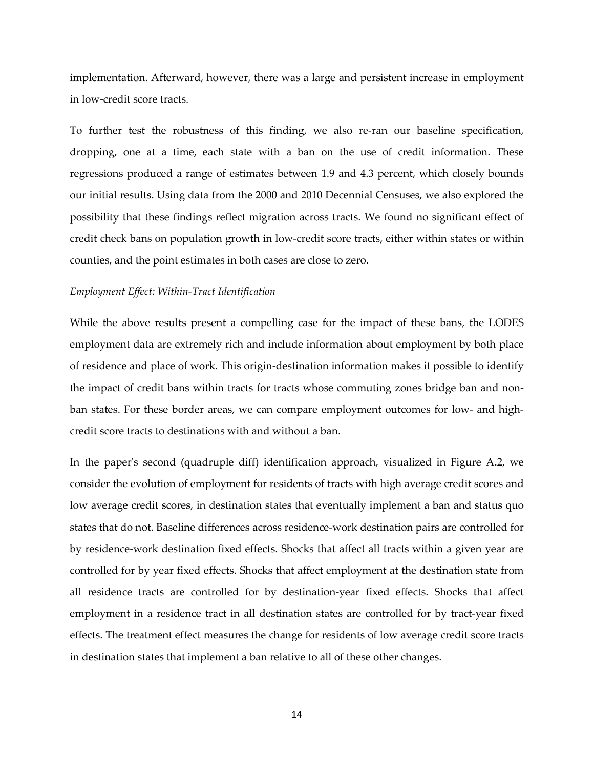implementation. Afterward, however, there was a large and persistent increase in employment in low-credit score tracts.

To further test the robustness of this finding, we also re-ran our baseline specification, dropping, one at a time, each state with a ban on the use of credit information. These regressions produced a range of estimates between 1.9 and 4.3 percent, which closely bounds our initial results. Using data from the 2000 and 2010 Decennial Censuses, we also explored the possibility that these findings reflect migration across tracts. We found no significant effect of credit check bans on population growth in low-credit score tracts, either within states or within counties, and the point estimates in both cases are close to zero.

*Employment Effect: Within-Tract Identification*

While the above results present a compelling case for the impact of these bans, the LODES employment data are extremely rich and include information about employment by both place of residence and place of work. This origin-destination information makes it possible to identify the impact of credit bans within tracts for tracts whose commuting zones bridge ban and non-ban states. For these border areas, we can compare employment outcomes for low- and high-credit score tracts to destinations with and without a ban.

In the paper's second (quadruple diff) identification approach, visualized in Figure A.2, we consider the evolution of employment for residents of tracts with high average credit scores and low average credit scores, in destination states that eventually implement a ban and status quo states that do not. Baseline differences across residence-work destination pairs are controlled for by residence-work destination fixed effects. Shocks that affect all tracts within a given year are controlled for by year fixed effects. Shocks that affect employment at the destination state from all residence tracts are controlled for by destination-year fixed effects. Shocks that affect employment in a residence tract in all destination states are controlled for by tract-year fixed effects. The treatment effect measures the change for residents of low average credit score tracts in destination states that implement a ban relative to all of these other changes.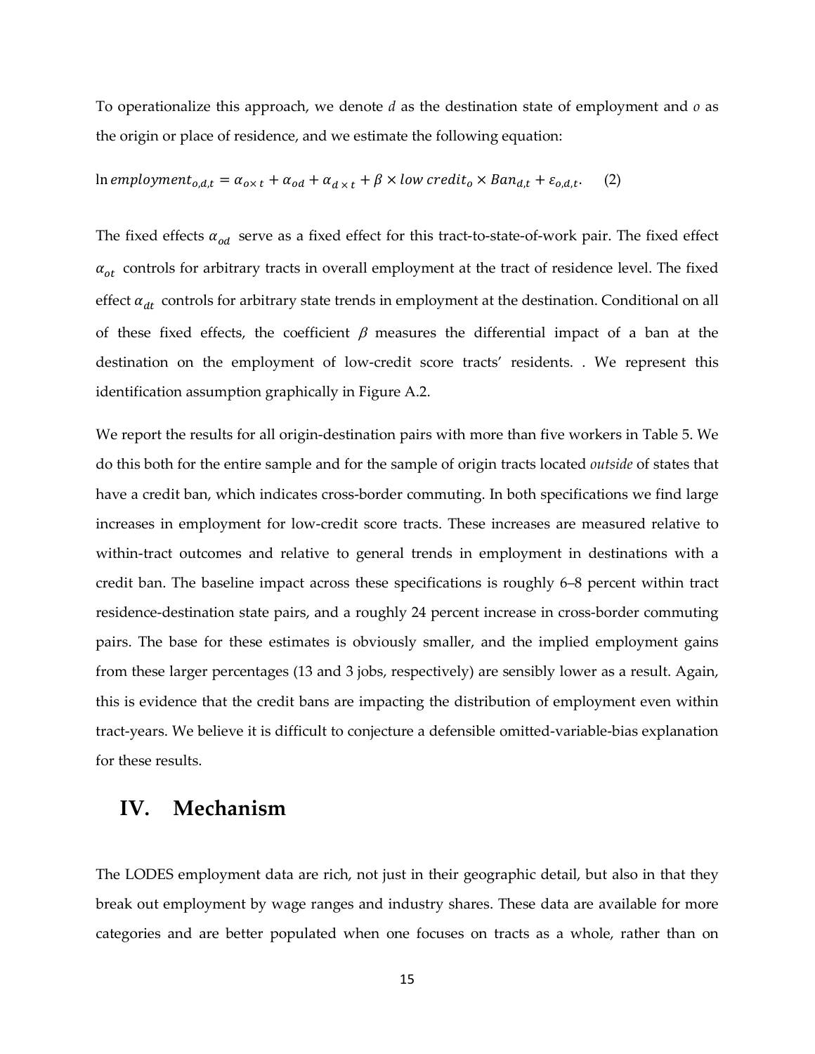To operationalize this approach, we denote $d$ as the destination state of employment and $o$ as the origin or place of residence, and we estimate the following equation:

$$\ln employment_{o,d,t} = \alpha_{o\times t} + \alpha_{od} + \alpha_{d\times t} + \beta \times low\ credit_o \times Ban_{d,t} + \varepsilon_{o,d,t}. \quad (2)$$

The fixed effects $\alpha_{od}$ serve as a fixed effect for this tract-to-state-of-work pair. The fixed effect $\alpha_{ot}$ controls for arbitrary tracts in overall employment at the tract of residence level. The fixed effect $\alpha_{dt}$ controls for arbitrary state trends in employment at the destination. Conditional on all of these fixed effects, the coefficient $\beta$ measures the differential impact of a ban at the destination on the employment of low-credit score tracts' residents. . We represent this identification assumption graphically in Figure A.2.

We report the results for all origin-destination pairs with more than five workers in Table 5. We do this both for the entire sample and for the sample of origin tracts located *outside* of states that have a credit ban, which indicates cross-border commuting. In both specifications we find large increases in employment for low-credit score tracts. These increases are measured relative to within-tract outcomes and relative to general trends in employment in destinations with a credit ban. The baseline impact across these specifications is roughly 6–8 percent within tract residence-destination state pairs, and a roughly 24 percent increase in cross-border commuting pairs. The base for these estimates is obviously smaller, and the implied employment gains from these larger percentages (13 and 3 jobs, respectively) are sensibly lower as a result. Again, this is evidence that the credit bans are impacting the distribution of employment even within tract-years. We believe it is difficult to conjecture a defensible omitted-variable-bias explanation for these results.

## IV. Mechanism

The LODES employment data are rich, not just in their geographic detail, but also in that they break out employment by wage ranges and industry shares. These data are available for more categories and are better populated when one focuses on tracts as a whole, rather than on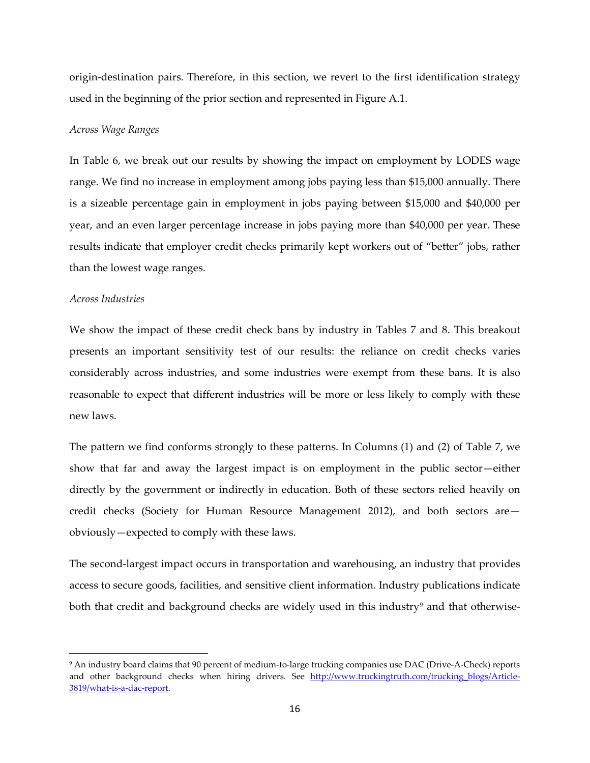origin-destination pairs. Therefore, in this section, we revert to the first identification strategy used in the beginning of the prior section and represented in Figure A.1.

*Across Wage Ranges*

In Table 6, we break out our results by showing the impact on employment by LODES wage range. We find no increase in employment among jobs paying less than $15,000 annually. There is a sizeable percentage gain in employment in jobs paying between $15,000 and $40,000 per year, and an even larger percentage increase in jobs paying more than $40,000 per year. These results indicate that employer credit checks primarily kept workers out of "better" jobs, rather than the lowest wage ranges.

*Across Industries*

We show the impact of these credit check bans by industry in Tables 7 and 8. This breakout presents an important sensitivity test of our results: the reliance on credit checks varies considerably across industries, and some industries were exempt from these bans. It is also reasonable to expect that different industries will be more or less likely to comply with these new laws.

The pattern we find conforms strongly to these patterns. In Columns (1) and (2) of Table 7, we show that far and away the largest impact is on employment in the public sector—either directly by the government or indirectly in education. Both of these sectors relied heavily on credit checks (Society for Human Resource Management 2012), and both sectors are—obviously—expected to comply with these laws.

The second-largest impact occurs in transportation and warehousing, an industry that provides access to secure goods, facilities, and sensitive client information. Industry publications indicate both that credit and background checks are widely used in this industry[9] and that otherwise-

[9] An industry board claims that 90 percent of medium-to-large trucking companies use DAC (Drive-A-Check) reports and other background checks when hiring drivers. See [http://www.truckingtruth.com/trucking_blogs/Article-3819/what-is-a-dac-report](http://www.truckingtruth.com/trucking_blogs/Article-3819/what-is-a-dac-report).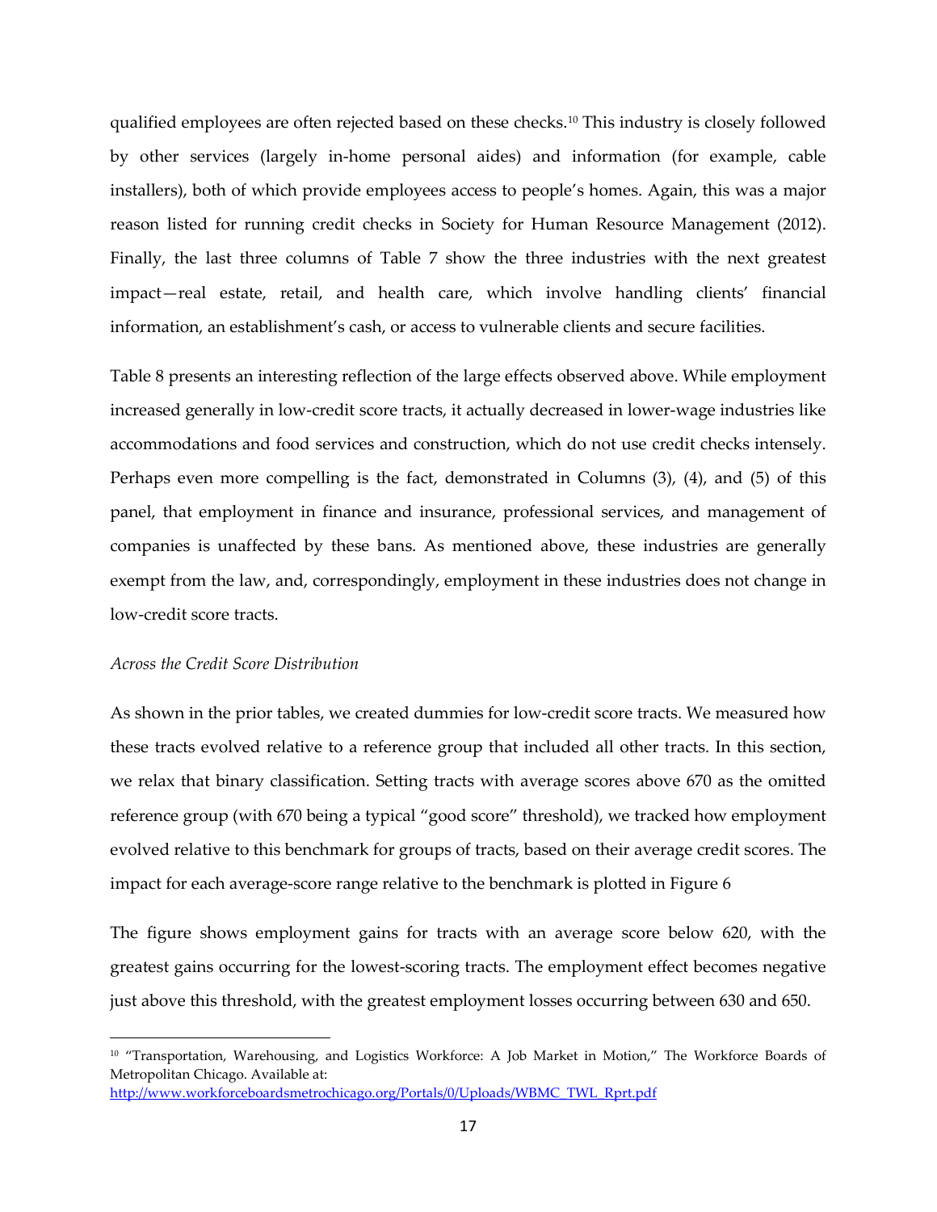qualified employees are often rejected based on these checks.[10] This industry is closely followed by other services (largely in-home personal aides) and information (for example, cable installers), both of which provide employees access to people's homes. Again, this was a major reason listed for running credit checks in Society for Human Resource Management (2012). Finally, the last three columns of Table 7 show the three industries with the next greatest impact—real estate, retail, and health care, which involve handling clients' financial information, an establishment's cash, or access to vulnerable clients and secure facilities.

Table 8 presents an interesting reflection of the large effects observed above. While employment increased generally in low-credit score tracts, it actually decreased in lower-wage industries like accommodations and food services and construction, which do not use credit checks intensely. Perhaps even more compelling is the fact, demonstrated in Columns (3), (4), and (5) of this panel, that employment in finance and insurance, professional services, and management of companies is unaffected by these bans. As mentioned above, these industries are generally exempt from the law, and, correspondingly, employment in these industries does not change in low-credit score tracts.

*Across the Credit Score Distribution*

As shown in the prior tables, we created dummies for low-credit score tracts. We measured how these tracts evolved relative to a reference group that included all other tracts. In this section, we relax that binary classification. Setting tracts with average scores above 670 as the omitted reference group (with 670 being a typical "good score" threshold), we tracked how employment evolved relative to this benchmark for groups of tracts, based on their average credit scores. The impact for each average-score range relative to the benchmark is plotted in Figure 6

The figure shows employment gains for tracts with an average score below 620, with the greatest gains occurring for the lowest-scoring tracts. The employment effect becomes negative just above this threshold, with the greatest employment losses occurring between 630 and 650.

[10] "Transportation, Warehousing, and Logistics Workforce: A Job Market in Motion," The Workforce Boards of Metropolitan Chicago. Available at: http://www.workforceboardsmetrochicago.org/Portals/0/Uploads/WBMC_TWL_Rprt.pdf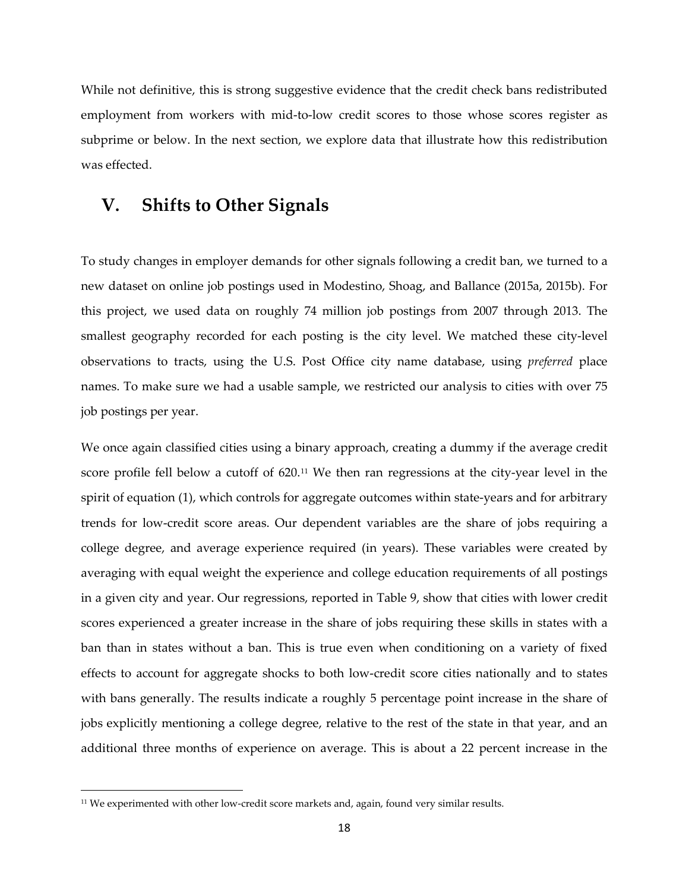While not definitive, this is strong suggestive evidence that the credit check bans redistributed employment from workers with mid-to-low credit scores to those whose scores register as subprime or below. In the next section, we explore data that illustrate how this redistribution was effected.

## V. Shifts to Other Signals

To study changes in employer demands for other signals following a credit ban, we turned to a new dataset on online job postings used in Modestino, Shoag, and Ballance (2015a, 2015b). For this project, we used data on roughly 74 million job postings from 2007 through 2013. The smallest geography recorded for each posting is the city level. We matched these city-level observations to tracts, using the U.S. Post Office city name database, using *preferred* place names. To make sure we had a usable sample, we restricted our analysis to cities with over 75 job postings per year.

We once again classified cities using a binary approach, creating a dummy if the average credit score profile fell below a cutoff of 620.[11] We then ran regressions at the city-year level in the spirit of equation (1), which controls for aggregate outcomes within state-years and for arbitrary trends for low-credit score areas. Our dependent variables are the share of jobs requiring a college degree, and average experience required (in years). These variables were created by averaging with equal weight the experience and college education requirements of all postings in a given city and year. Our regressions, reported in Table 9, show that cities with lower credit scores experienced a greater increase in the share of jobs requiring these skills in states with a ban than in states without a ban. This is true even when conditioning on a variety of fixed effects to account for aggregate shocks to both low-credit score cities nationally and to states with bans generally. The results indicate a roughly 5 percentage point increase in the share of jobs explicitly mentioning a college degree, relative to the rest of the state in that year, and an additional three months of experience on average. This is about a 22 percent increase in the

[11] We experimented with other low-credit score markets and, again, found very similar results.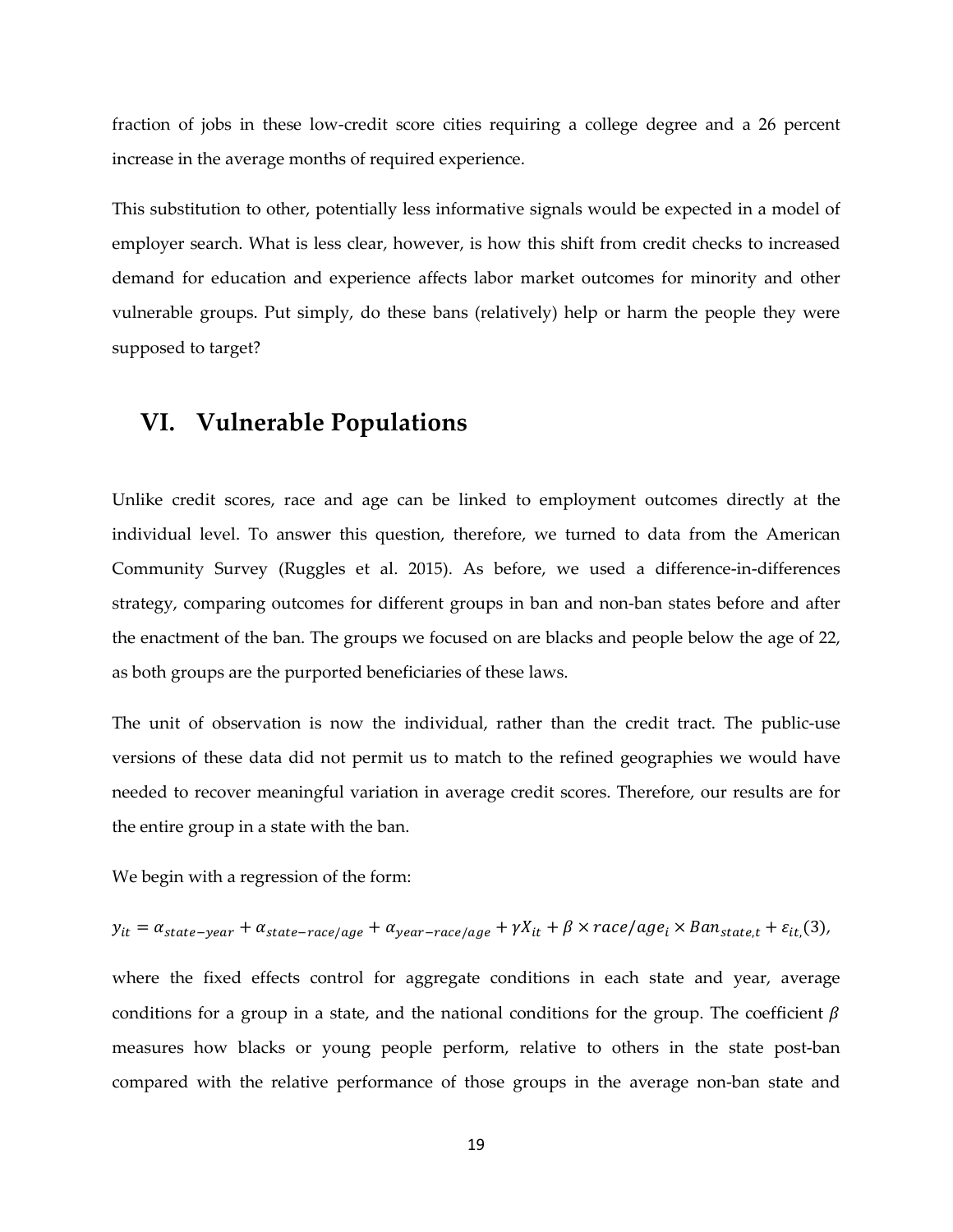fraction of jobs in these low-credit score cities requiring a college degree and a 26 percent increase in the average months of required experience.

This substitution to other, potentially less informative signals would be expected in a model of employer search. What is less clear, however, is how this shift from credit checks to increased demand for education and experience affects labor market outcomes for minority and other vulnerable groups. Put simply, do these bans (relatively) help or harm the people they were supposed to target?

## VI. Vulnerable Populations

Unlike credit scores, race and age can be linked to employment outcomes directly at the individual level. To answer this question, therefore, we turned to data from the American Community Survey (Ruggles et al. 2015). As before, we used a difference-in-differences strategy, comparing outcomes for different groups in ban and non-ban states before and after the enactment of the ban. The groups we focused on are blacks and people below the age of 22, as both groups are the purported beneficiaries of these laws.

The unit of observation is now the individual, rather than the credit tract. The public-use versions of these data did not permit us to match to the refined geographies we would have needed to recover meaningful variation in average credit scores. Therefore, our results are for the entire group in a state with the ban.

We begin with a regression of the form:

$$y_{it} = \alpha_{state-year} + \alpha_{state-race/age} + \alpha_{year-race/age} + \gamma X_{it} + \beta \times race/age_i \times Ban_{state,t} + \varepsilon_{it,}(3),$$

where the fixed effects control for aggregate conditions in each state and year, average conditions for a group in a state, and the national conditions for the group. The coefficient $\beta$ measures how blacks or young people perform, relative to others in the state post-ban compared with the relative performance of those groups in the average non-ban state and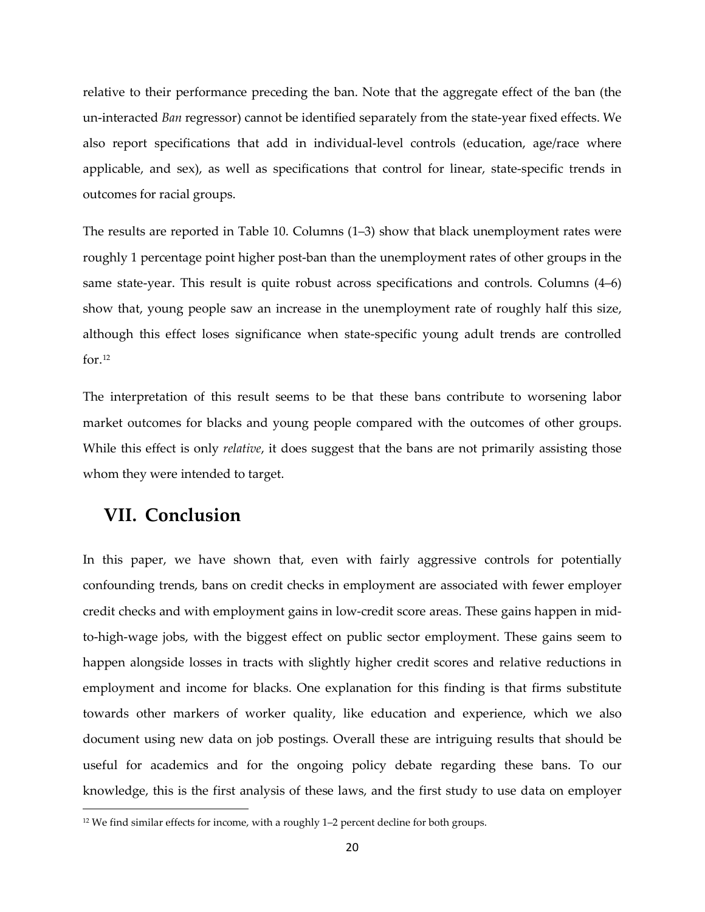relative to their performance preceding the ban. Note that the aggregate effect of the ban (the un-interacted *Ban* regressor) cannot be identified separately from the state-year fixed effects. We also report specifications that add in individual-level controls (education, age/race where applicable, and sex), as well as specifications that control for linear, state-specific trends in outcomes for racial groups.

The results are reported in Table 10. Columns (1–3) show that black unemployment rates were roughly 1 percentage point higher post-ban than the unemployment rates of other groups in the same state-year. This result is quite robust across specifications and controls. Columns (4–6) show that, young people saw an increase in the unemployment rate of roughly half this size, although this effect loses significance when state-specific young adult trends are controlled for.[12]

The interpretation of this result seems to be that these bans contribute to worsening labor market outcomes for blacks and young people compared with the outcomes of other groups. While this effect is only *relative*, it does suggest that the bans are not primarily assisting those whom they were intended to target.

## VII. Conclusion

In this paper, we have shown that, even with fairly aggressive controls for potentially confounding trends, bans on credit checks in employment are associated with fewer employer credit checks and with employment gains in low-credit score areas. These gains happen in mid-to-high-wage jobs, with the biggest effect on public sector employment. These gains seem to happen alongside losses in tracts with slightly higher credit scores and relative reductions in employment and income for blacks. One explanation for this finding is that firms substitute towards other markers of worker quality, like education and experience, which we also document using new data on job postings. Overall these are intriguing results that should be useful for academics and for the ongoing policy debate regarding these bans. To our knowledge, this is the first analysis of these laws, and the first study to use data on employer

[12] We find similar effects for income, with a roughly 1–2 percent decline for both groups.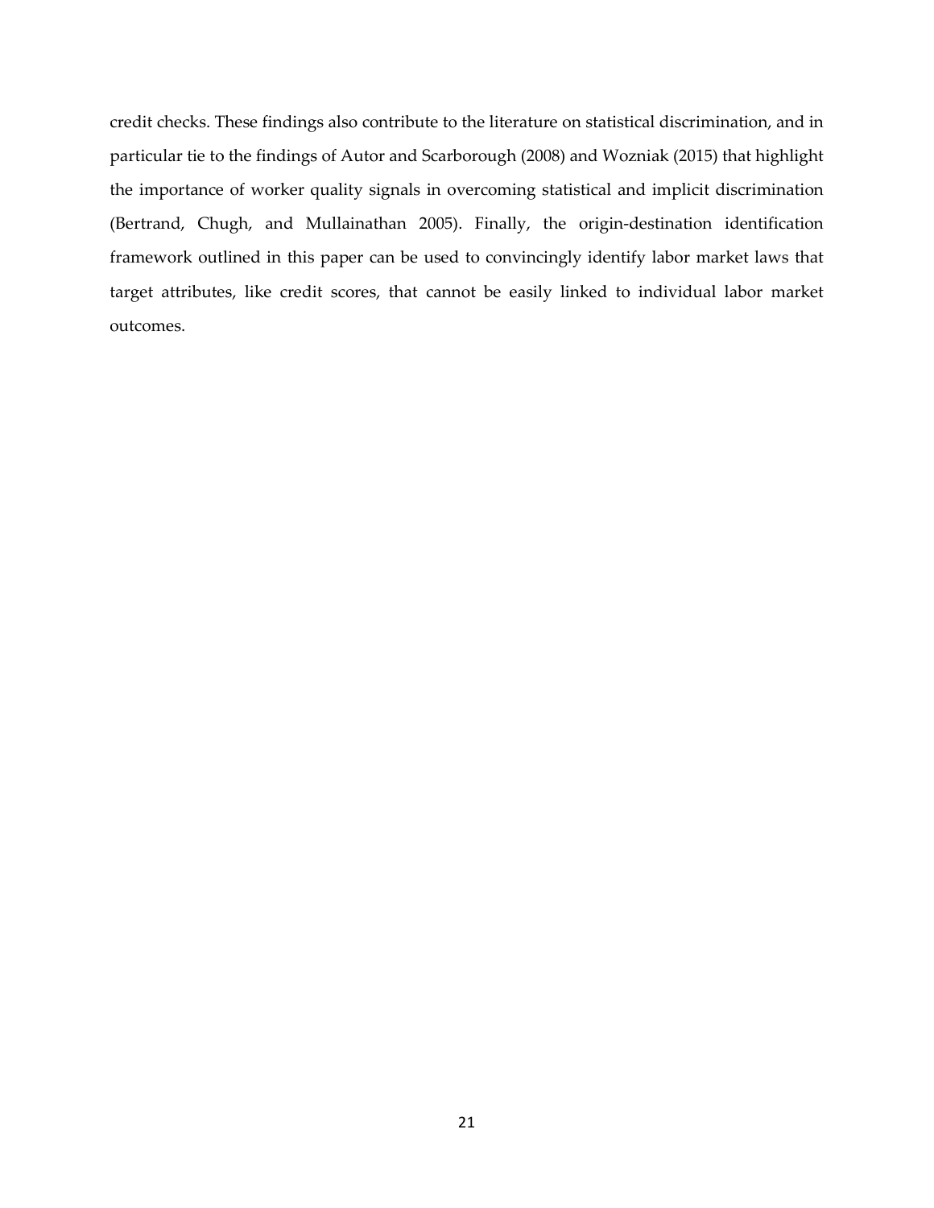credit checks. These findings also contribute to the literature on statistical discrimination, and in particular tie to the findings of Autor and Scarborough (2008) and Wozniak (2015) that highlight the importance of worker quality signals in overcoming statistical and implicit discrimination (Bertrand, Chugh, and Mullainathan 2005). Finally, the origin-destination identification framework outlined in this paper can be used to convincingly identify labor market laws that target attributes, like credit scores, that cannot be easily linked to individual labor market outcomes.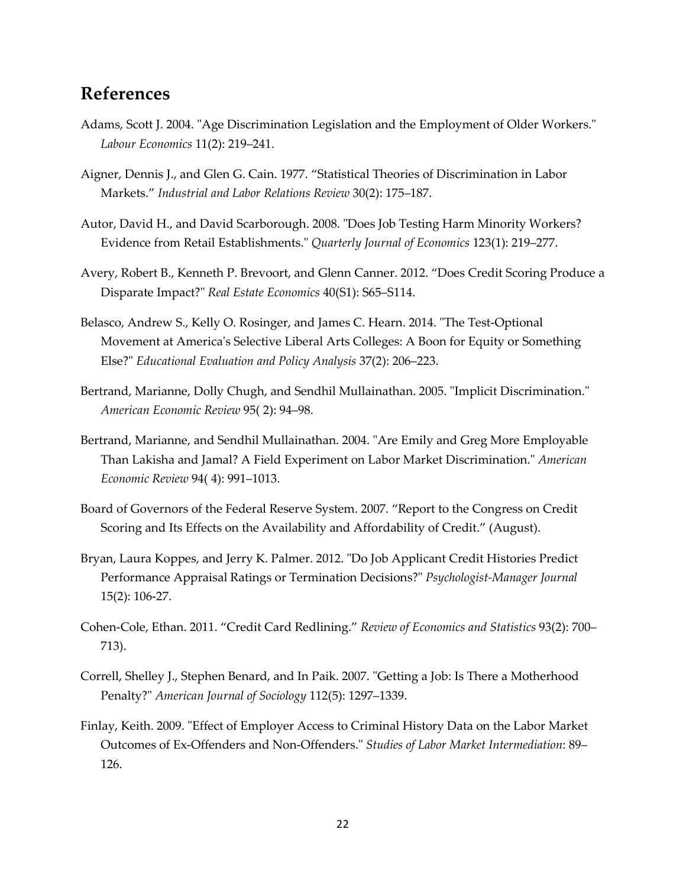## References

Adams, Scott J. 2004. "Age Discrimination Legislation and the Employment of Older Workers." *Labour Economics* 11(2): 219–241.

Aigner, Dennis J., and Glen G. Cain. 1977. "Statistical Theories of Discrimination in Labor Markets." *Industrial and Labor Relations Review* 30(2): 175–187.

Autor, David H., and David Scarborough. 2008. "Does Job Testing Harm Minority Workers? Evidence from Retail Establishments." *Quarterly Journal of Economics* 123(1): 219–277.

Avery, Robert B., Kenneth P. Brevoort, and Glenn Canner. 2012. "Does Credit Scoring Produce a Disparate Impact?" *Real Estate Economics* 40(S1): S65–S114.

Belasco, Andrew S., Kelly O. Rosinger, and James C. Hearn. 2014. "The Test-Optional Movement at America's Selective Liberal Arts Colleges: A Boon for Equity or Something Else?" *Educational Evaluation and Policy Analysis* 37(2): 206–223.

Bertrand, Marianne, Dolly Chugh, and Sendhil Mullainathan. 2005. "Implicit Discrimination." *American Economic Review* 95( 2): 94–98.

Bertrand, Marianne, and Sendhil Mullainathan. 2004. "Are Emily and Greg More Employable Than Lakisha and Jamal? A Field Experiment on Labor Market Discrimination." *American Economic Review* 94( 4): 991–1013.

Board of Governors of the Federal Reserve System. 2007. "Report to the Congress on Credit Scoring and Its Effects on the Availability and Affordability of Credit." (August).

Bryan, Laura Koppes, and Jerry K. Palmer. 2012. "Do Job Applicant Credit Histories Predict Performance Appraisal Ratings or Termination Decisions?" *Psychologist-Manager Journal* 15(2): 106-27.

Cohen-Cole, Ethan. 2011. "Credit Card Redlining." *Review of Economics and Statistics* 93(2): 700–713).

Correll, Shelley J., Stephen Benard, and In Paik. 2007. "Getting a Job: Is There a Motherhood Penalty?" *American Journal of Sociology* 112(5): 1297–1339.

Finlay, Keith. 2009. "Effect of Employer Access to Criminal History Data on the Labor Market Outcomes of Ex-Offenders and Non-Offenders." *Studies of Labor Market Intermediation*: 89–126.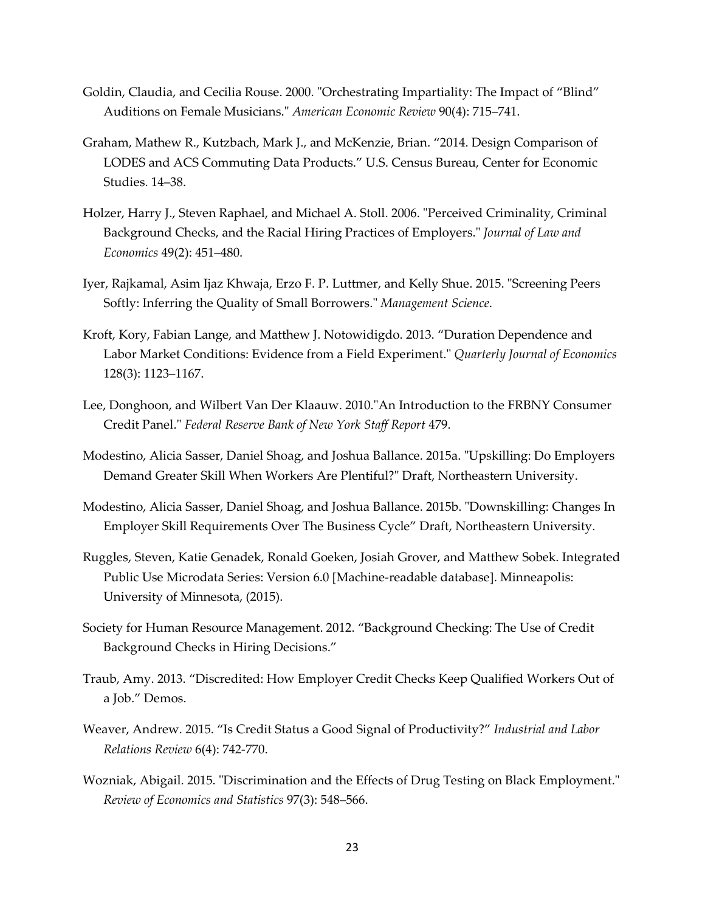Goldin, Claudia, and Cecilia Rouse. 2000. "Orchestrating Impartiality: The Impact of "Blind" Auditions on Female Musicians." *American Economic Review* 90(4): 715–741.

Graham, Mathew R., Kutzbach, Mark J., and McKenzie, Brian. "2014. Design Comparison of LODES and ACS Commuting Data Products." U.S. Census Bureau, Center for Economic Studies. 14–38.

Holzer, Harry J., Steven Raphael, and Michael A. Stoll. 2006. "Perceived Criminality, Criminal Background Checks, and the Racial Hiring Practices of Employers." *Journal of Law and Economics* 49(2): 451–480.

Iyer, Rajkamal, Asim Ijaz Khwaja, Erzo F. P. Luttmer, and Kelly Shue. 2015. "Screening Peers Softly: Inferring the Quality of Small Borrowers." *Management Science*.

Kroft, Kory, Fabian Lange, and Matthew J. Notowidigdo. 2013. "Duration Dependence and Labor Market Conditions: Evidence from a Field Experiment." *Quarterly Journal of Economics* 128(3): 1123–1167.

Lee, Donghoon, and Wilbert Van Der Klaauw. 2010."An Introduction to the FRBNY Consumer Credit Panel." *Federal Reserve Bank of New York Staff Report* 479.

Modestino, Alicia Sasser, Daniel Shoag, and Joshua Ballance. 2015a. "Upskilling: Do Employers Demand Greater Skill When Workers Are Plentiful?" Draft, Northeastern University.

Modestino, Alicia Sasser, Daniel Shoag, and Joshua Ballance. 2015b. "Downskilling: Changes In Employer Skill Requirements Over The Business Cycle" Draft, Northeastern University.

Ruggles, Steven, Katie Genadek, Ronald Goeken, Josiah Grover, and Matthew Sobek. Integrated Public Use Microdata Series: Version 6.0 [Machine-readable database]. Minneapolis: University of Minnesota, (2015).

Society for Human Resource Management. 2012. "Background Checking: The Use of Credit Background Checks in Hiring Decisions."

Traub, Amy. 2013. "Discredited: How Employer Credit Checks Keep Qualified Workers Out of a Job." Demos.

Weaver, Andrew. 2015. "Is Credit Status a Good Signal of Productivity?" *Industrial and Labor Relations Review* 6(4): 742-770.

Wozniak, Abigail. 2015. "Discrimination and the Effects of Drug Testing on Black Employment." *Review of Economics and Statistics* 97(3): 548–566.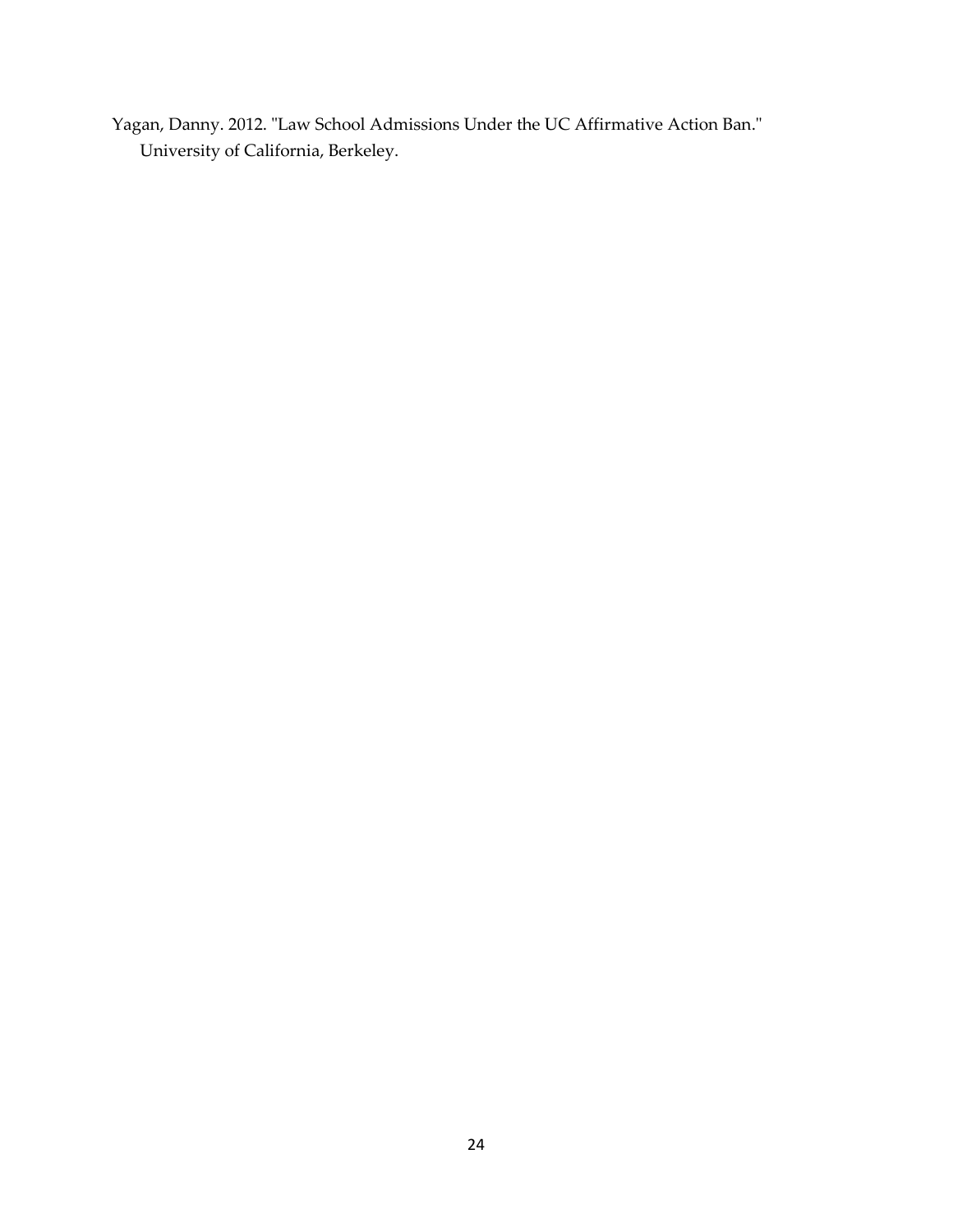Yagan, Danny. 2012. "Law School Admissions Under the UC Affirmative Action Ban." University of California, Berkeley.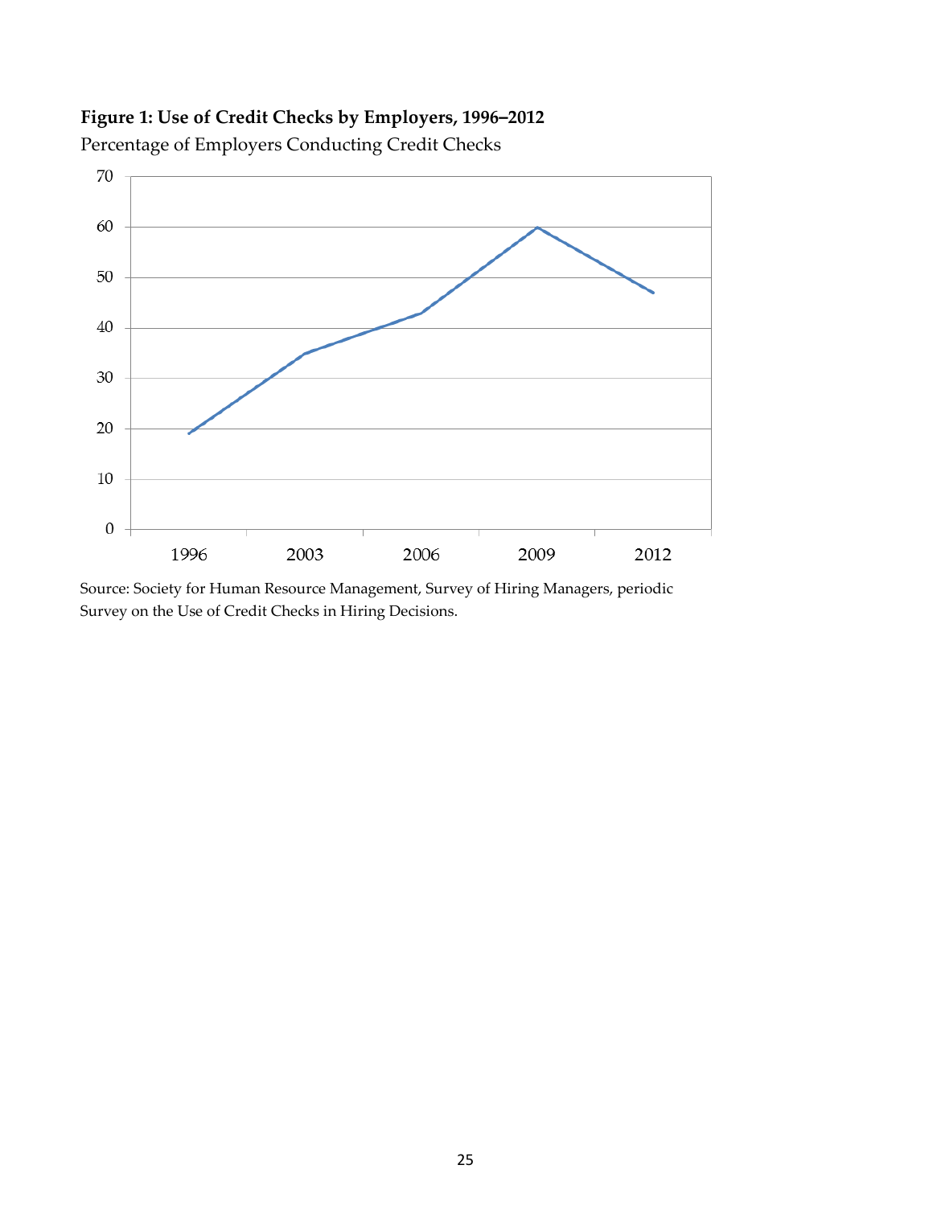**Figure 1: Use of Credit Checks by Employers, 1996–2012**

Percentage of Employers Conducting Credit Checks

Source: Society for Human Resource Management, Survey of Hiring Managers, periodic Survey on the Use of Credit Checks in Hiring Decisions.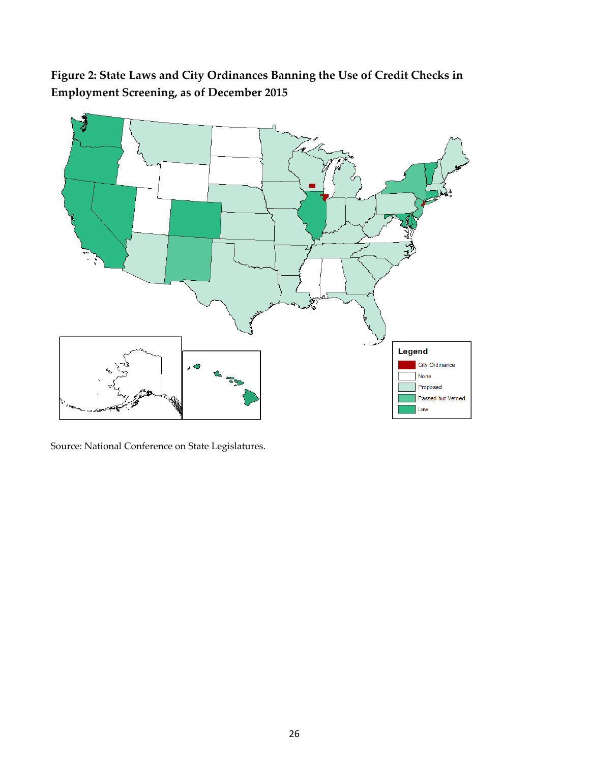**Figure 2: State Laws and City Ordinances Banning the Use of Credit Checks in Employment Screening, as of December 2015**

Source: National Conference on State Legislatures.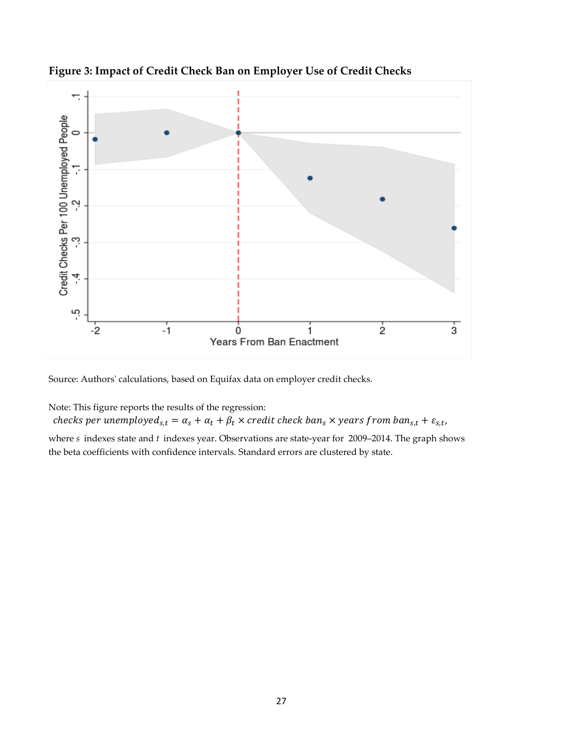**Figure 3: Impact of Credit Check Ban on Employer Use of Credit Checks**

Source: Authors' calculations, based on Equifax data on employer credit checks.

Note: This figure reports the results of the regression:

$$checks\ per\ unemployed_{s,t} = \alpha_s + \alpha_t + \beta_t \times credit\ check\ ban_s \times years\ from\ ban_{s,t} + \varepsilon_{s,t},$$

where $s$ indexes state and $t$ indexes year. Observations are state-year for 2009–2014. The graph shows the beta coefficients with confidence intervals. Standard errors are clustered by state.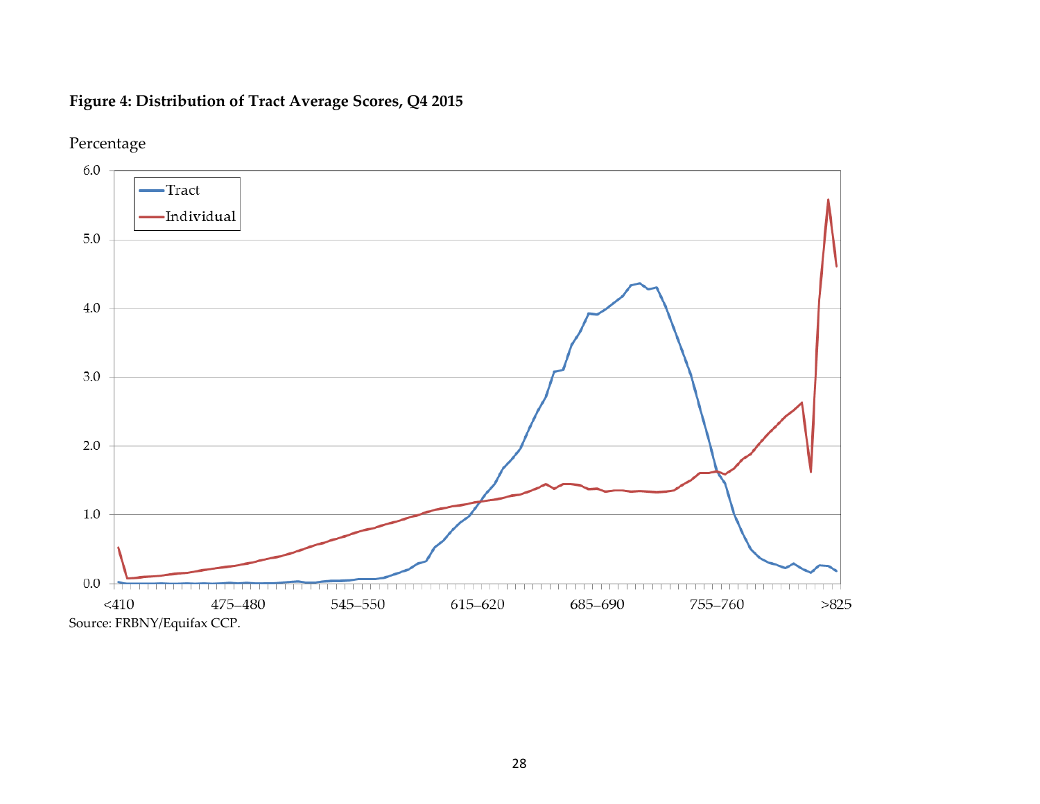**Figure 4: Distribution of Tract Average Scores, Q4 2015**

Source: FRBNY/Equifax CCP.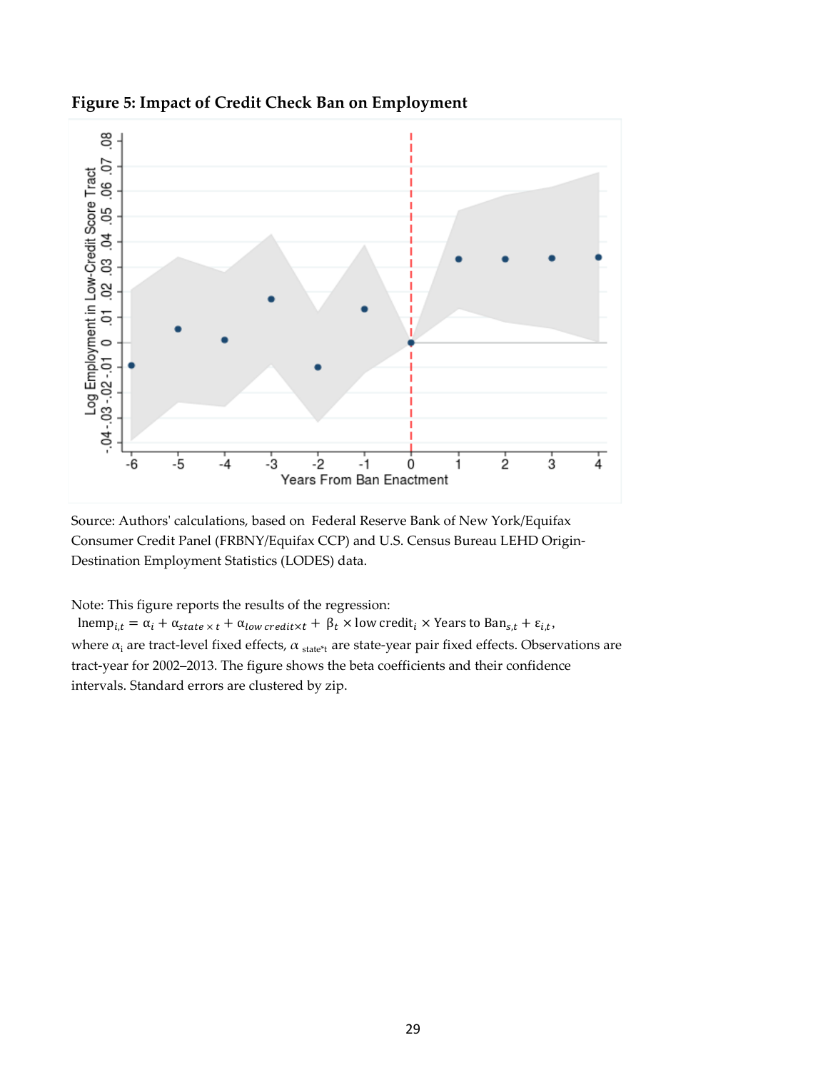**Figure 5: Impact of Credit Check Ban on Employment**

Source: Authors' calculations, based on Federal Reserve Bank of New York/Equifax Consumer Credit Panel (FRBNY/Equifax CCP) and U.S. Census Bureau LEHD Origin-Destination Employment Statistics (LODES) data.

Note: This figure reports the results of the regression:

$$\text{lnemp}_{i,t} = \alpha_i + \alpha_{state \times t} + \alpha_{low\, credit \times t} + \beta_t \times \text{low credit}_i \times \text{Years to Ban}_{s,t} + \varepsilon_{i,t},$$

where $\alpha_i$ are tract-level fixed effects, $\alpha_{\text{state*t}}$ are state-year pair fixed effects. Observations are tract-year for 2002–2013. The figure shows the beta coefficients and their confidence intervals. Standard errors are clustered by zip.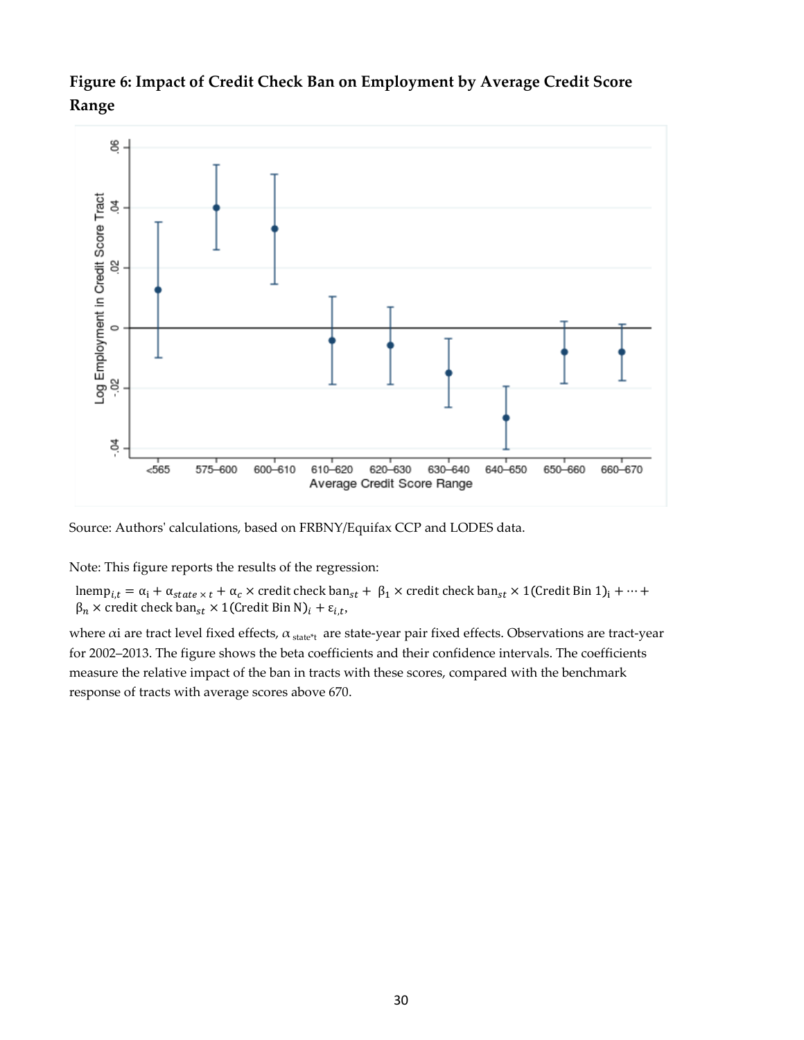**Figure 6: Impact of Credit Check Ban on Employment by Average Credit Score Range**

Source: Authors' calculations, based on FRBNY/Equifax CCP and LODES data.

Note: This figure reports the results of the regression:

$$\text{lnemp}_{i,t} = \alpha_i + \alpha_{state \times t} + \alpha_c \times \text{credit check ban}_{st} + \beta_1 \times \text{credit check ban}_{st} \times 1(\text{Credit Bin 1})_i + \cdots + \beta_n \times \text{credit check ban}_{st} \times 1(\text{Credit Bin N})_i + \varepsilon_{i,t},$$

where $\alpha$i are tract level fixed effects, $\alpha_{\text{state*t}}$ are state-year pair fixed effects. Observations are tract-year for 2002–2013. The figure shows the beta coefficients and their confidence intervals. The coefficients measure the relative impact of the ban in tracts with these scores, compared with the benchmark response of tracts with average scores above 670.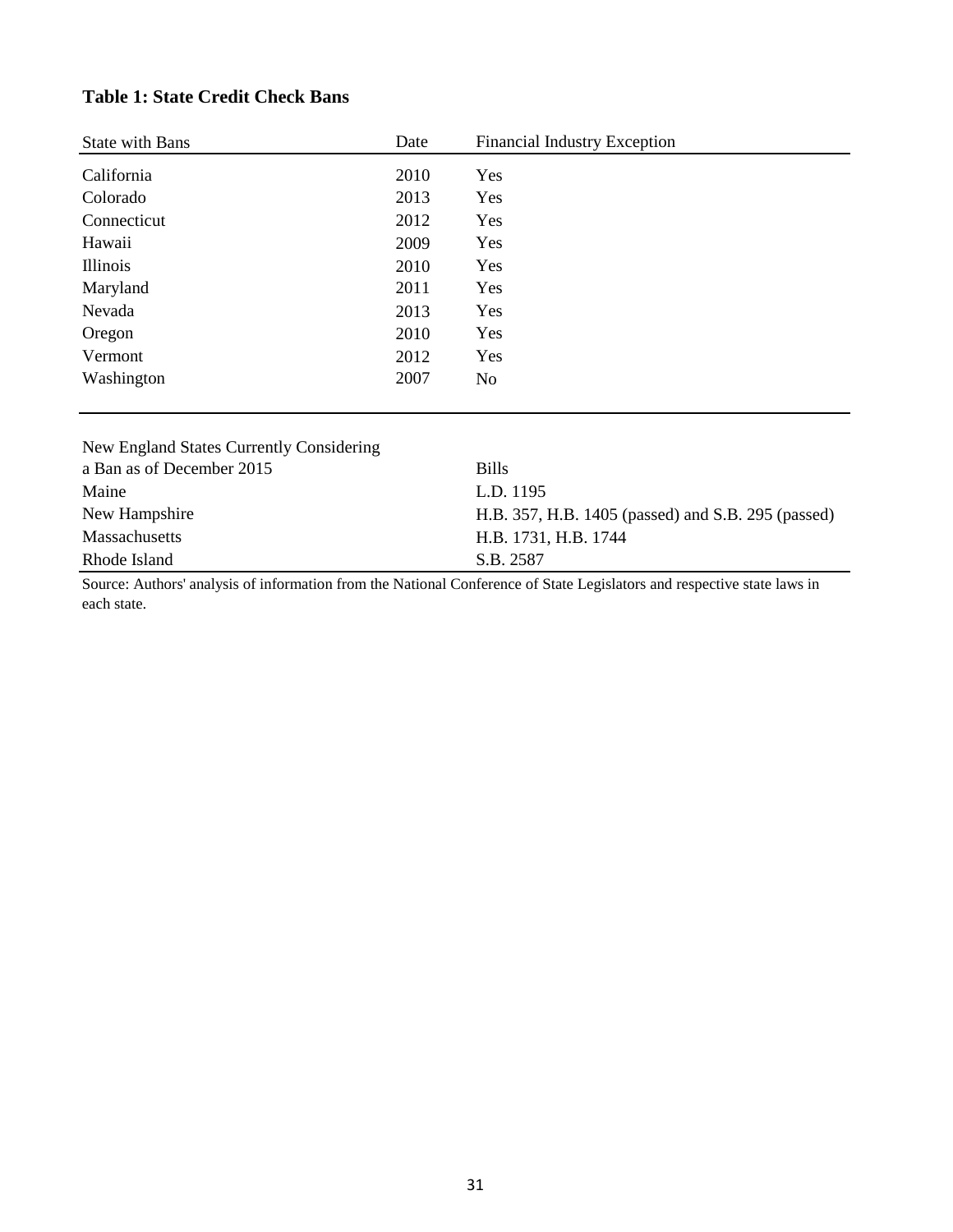**Table 1: State Credit Check Bans**

| State with Bans | Date | Financial Industry Exception |
|---|---|---|
| California | 2010 | Yes |
| Colorado | 2013 | Yes |
| Connecticut | 2012 | Yes |
| Hawaii | 2009 | Yes |
| Illinois | 2010 | Yes |
| Maryland | 2011 | Yes |
| Nevada | 2013 | Yes |
| Oregon | 2010 | Yes |
| Vermont | 2012 | Yes |
| Washington | 2007 | No |

| New England States Currently Considering a Ban as of December 2015 | Bills |
|---|---|
| Maine | L.D. 1195 |
| New Hampshire | H.B. 357, H.B. 1405 (passed) and S.B. 295 (passed) |
| Massachusetts | H.B. 1731, H.B. 1744 |
| Rhode Island | S.B. 2587 |

Source: Authors' analysis of information from the National Conference of State Legislators and respective state laws in each state.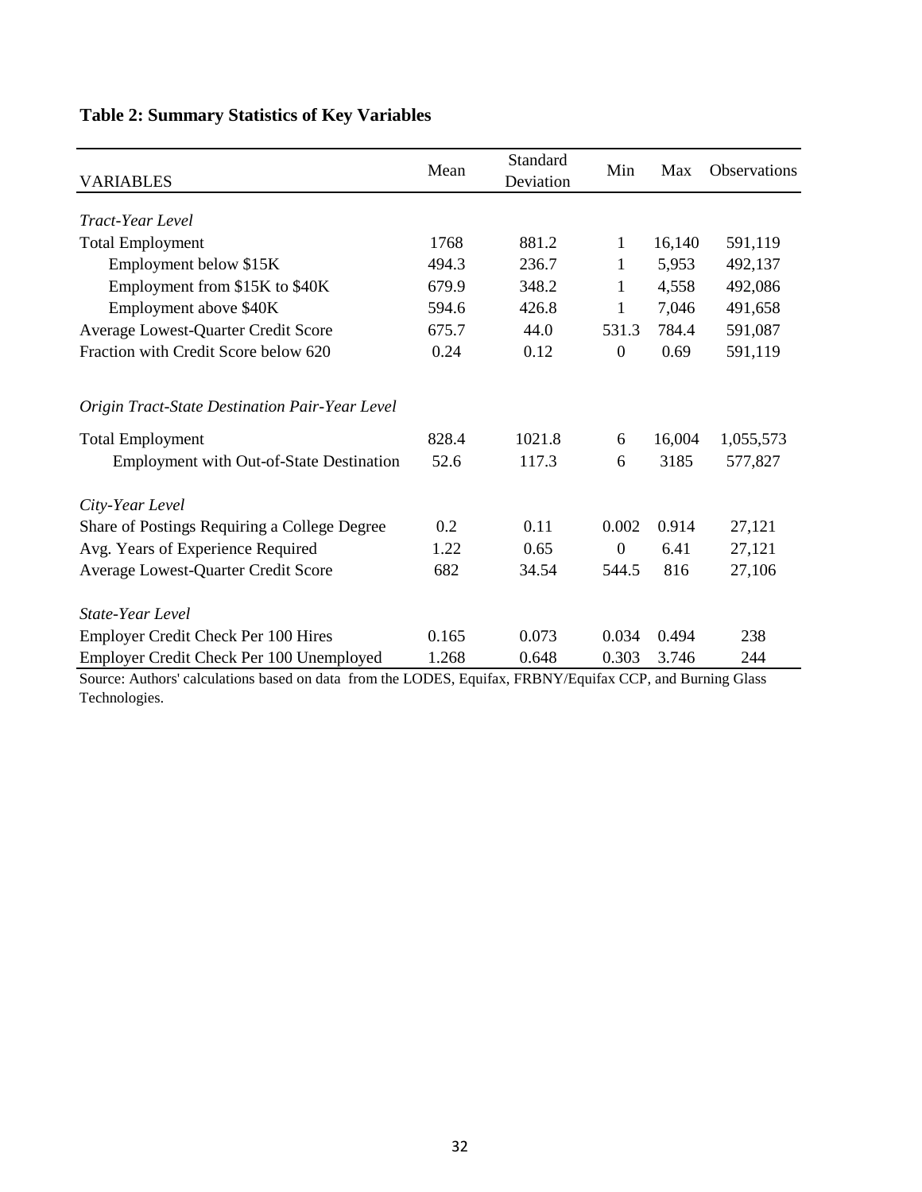**Table 2: Summary Statistics of Key Variables**

| VARIABLES | Mean | Standard Deviation | Min | Max | Observations |
|---|---|---|---|---|---|
| *Tract-Year Level* | | | | | |
| Total Employment | 1768 | 881.2 | 1 | 16,140 | 591,119 |
| Employment below $15K | 494.3 | 236.7 | 1 | 5,953 | 492,137 |
| Employment from $15K to $40K | 679.9 | 348.2 | 1 | 4,558 | 492,086 |
| Employment above $40K | 594.6 | 426.8 | 1 | 7,046 | 491,658 |
| Average Lowest-Quarter Credit Score | 675.7 | 44.0 | 531.3 | 784.4 | 591,087 |
| Fraction with Credit Score below 620 | 0.24 | 0.12 | 0 | 0.69 | 591,119 |
| *Origin Tract-State Destination Pair-Year Level* | | | | | |
| Total Employment | 828.4 | 1021.8 | 6 | 16,004 | 1,055,573 |
| Employment with Out-of-State Destination | 52.6 | 117.3 | 6 | 3185 | 577,827 |
| *City-Year Level* | | | | | |
| Share of Postings Requiring a College Degree | 0.2 | 0.11 | 0.002 | 0.914 | 27,121 |
| Avg. Years of Experience Required | 1.22 | 0.65 | 0 | 6.41 | 27,121 |
| Average Lowest-Quarter Credit Score | 682 | 34.54 | 544.5 | 816 | 27,106 |
| *State-Year Level* | | | | | |
| Employer Credit Check Per 100 Hires | 0.165 | 0.073 | 0.034 | 0.494 | 238 |
| Employer Credit Check Per 100 Unemployed | 1.268 | 0.648 | 0.303 | 3.746 | 244 |

Source: Authors' calculations based on data from the LODES, Equifax, FRBNY/Equifax CCP, and Burning Glass Technologies.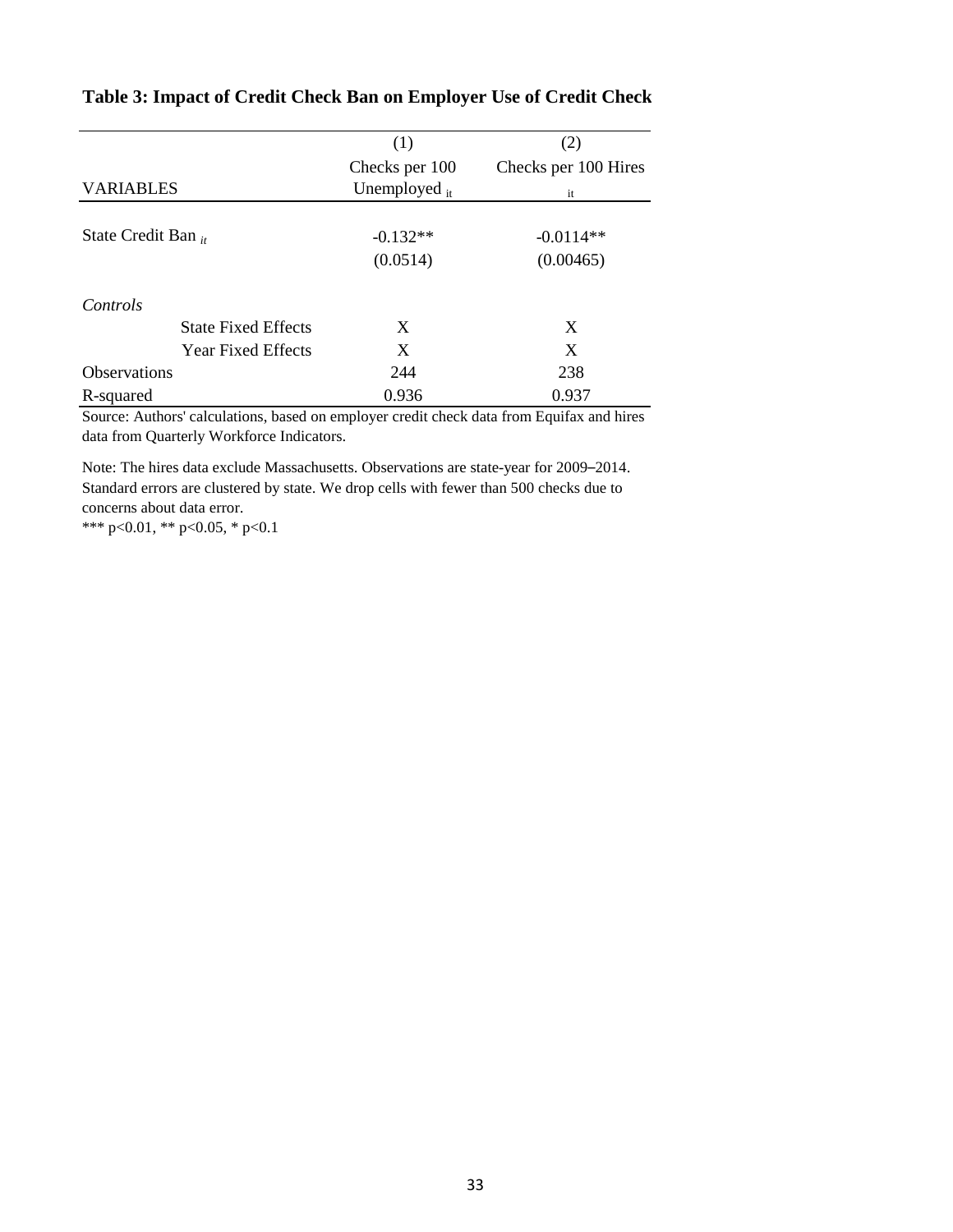**Table 3: Impact of Credit Check Ban on Employer Use of Credit Check**

| VARIABLES | (1)<br>Checks per 100 Unemployed $_{it}$ | (2)<br>Checks per 100 Hires $_{it}$ |
|---|---|---|
| State Credit Ban $_{it}$ | -0.132** | -0.0114** |
| | (0.0514) | (0.00465) |
| *Controls* | | |
| State Fixed Effects | X | X |
| Year Fixed Effects | X | X |
| Observations | 244 | 238 |
| R-squared | 0.936 | 0.937 |

Source: Authors' calculations, based on employer credit check data from Equifax and hires data from Quarterly Workforce Indicators.

Note: The hires data exclude Massachusetts. Observations are state-year for 2009–2014. Standard errors are clustered by state. We drop cells with fewer than 500 checks due to concerns about data error.
*** p<0.01, ** p<0.05, * p<0.1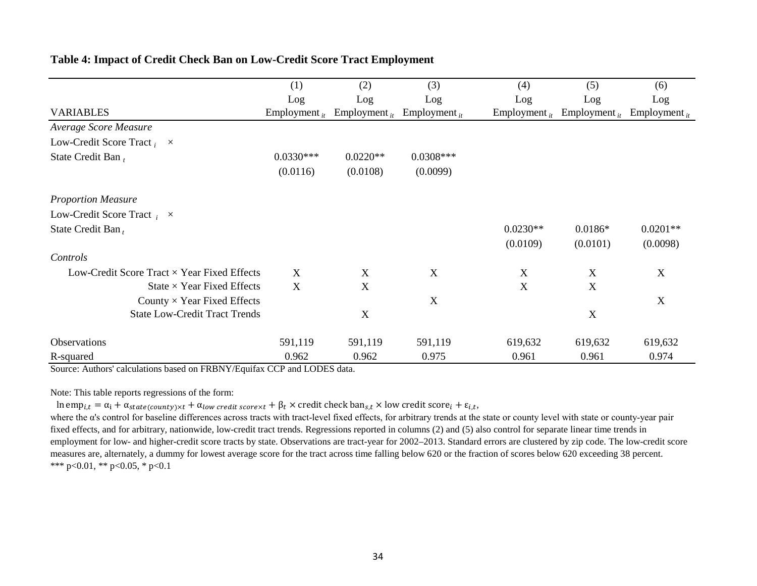**Table 4: Impact of Credit Check Ban on Low-Credit Score Tract Employment**

| VARIABLES | (1) Log Employment $_{it}$ | (2) Log Employment $_{it}$ | (3) Log Employment $_{it}$ | (4) Log Employment $_{it}$ | (5) Log Employment $_{it}$ | (6) Log Employment $_{it}$ |
|---|---|---|---|---|---|---|
| *Average Score Measure* | | | | | | |
| Low-Credit Score Tract $_i$ × State Credit Ban $_t$ | 0.0330*** | 0.0220** | 0.0308*** | | | |
| | (0.0116) | (0.0108) | (0.0099) | | | |
| *Proportion Measure* | | | | | | |
| Low-Credit Score Tract $_i$ × State Credit Ban $_t$ | | | | 0.0230** | 0.0186* | 0.0201** |
| | | | | (0.0109) | (0.0101) | (0.0098) |
| *Controls* | | | | | | |
| Low-Credit Score Tract × Year Fixed Effects | X | X | X | X | X | X |
| State × Year Fixed Effects | X | X | | X | X | |
| County × Year Fixed Effects | | | X | | | X |
| State Low-Credit Tract Trends | | X | | | X | |
| Observations | 591,119 | 591,119 | 591,119 | 619,632 | 619,632 | 619,632 |
| R-squared | 0.962 | 0.962 | 0.975 | 0.961 | 0.961 | 0.974 |

Source: Authors' calculations based on FRBNY/Equifax CCP and LODES data.

Note: This table reports regressions of the form:

$$\ln \text{emp}_{i,t} = \alpha_i + \alpha_{state(county)\times t} + \alpha_{low\ credit\ score\times t} + \beta_t \times \text{credit check ban}_{s,t} \times \text{low credit score}_i + \varepsilon_{i,t},$$

where the α's control for baseline differences across tracts with tract-level fixed effects, for arbitrary trends at the state or county level with state or county-year pair fixed effects, and for arbitrary, nationwide, low-credit tract trends. Regressions reported in columns (2) and (5) also control for separate linear time trends in employment for low- and higher-credit score tracts by state. Observations are tract-year for 2002–2013. Standard errors are clustered by zip code. The low-credit score measures are, alternately, a dummy for lowest average score for the tract across time falling below 620 or the fraction of scores below 620 exceeding 38 percent.
*** p<0.01, ** p<0.05, * p<0.1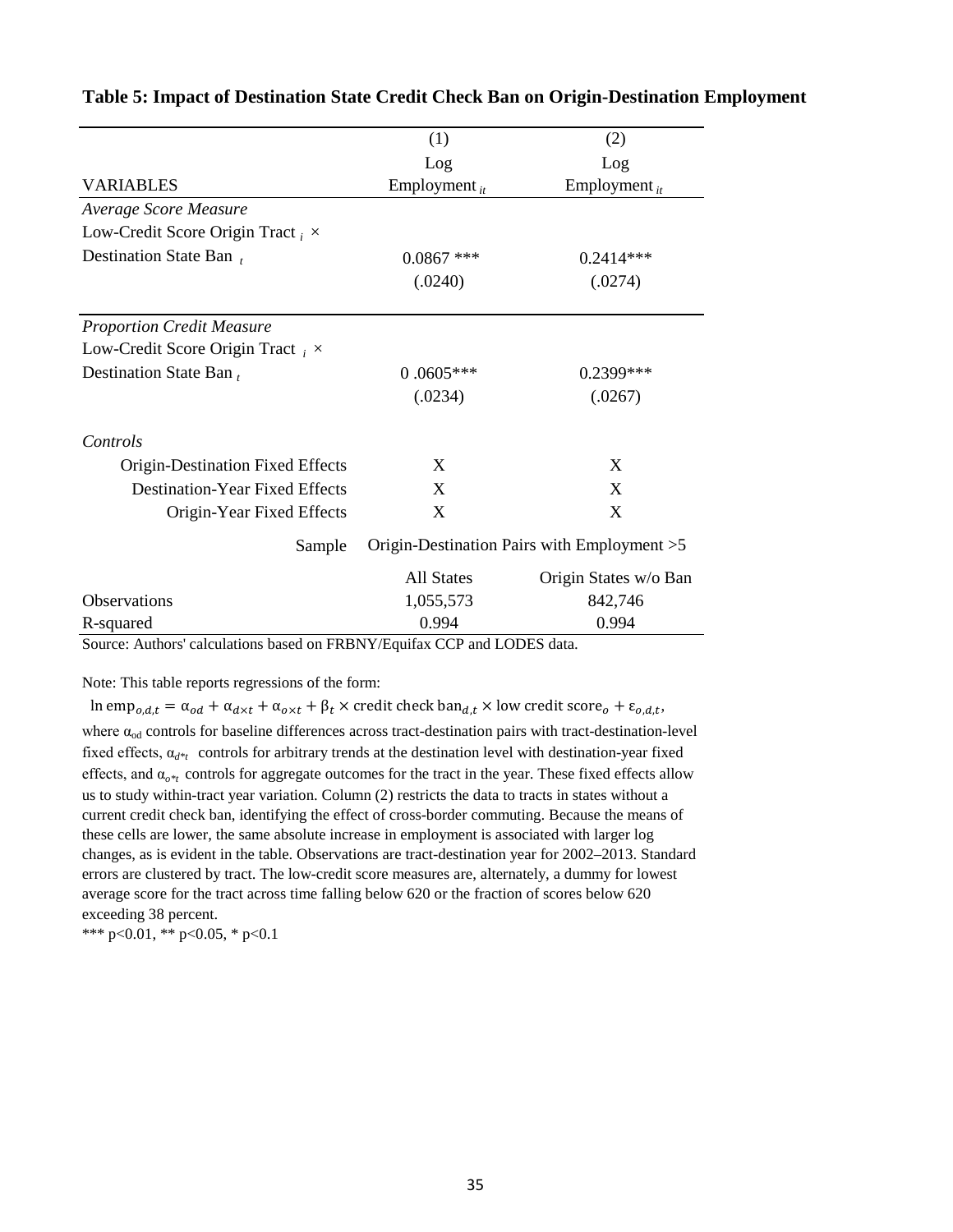**Table 5: Impact of Destination State Credit Check Ban on Origin-Destination Employment**

| | (1) | (2) |
|---|---|---|
| VARIABLES | Log Employment $_{it}$ | Log Employment $_{it}$ |
| *Average Score Measure* | | |
| Low-Credit Score Origin Tract $_i$ × | | |
| Destination State Ban $_t$ | 0.0867 *** | 0.2414*** |
| | (.0240) | (.0274) |
| *Proportion Credit Measure* | | |
| Low-Credit Score Origin Tract $_i$ × | | |
| Destination State Ban $_t$ | 0 .0605*** | 0.2399*** |
| | (.0234) | (.0267) |
| *Controls* | | |
| Origin-Destination Fixed Effects | X | X |
| Destination-Year Fixed Effects | X | X |
| Origin-Year Fixed Effects | X | X |
| Sample | Origin-Destination Pairs with Employment >5 | |
| | All States | Origin States w/o Ban |
| Observations | 1,055,573 | 842,746 |
| R-squared | 0.994 | 0.994 |

Source: Authors' calculations based on FRBNY/Equifax CCP and LODES data.

Note: This table reports regressions of the form:

$$\ln \text{emp}_{o,d,t} = \alpha_{od} + \alpha_{d\times t} + \alpha_{o\times t} + \beta_t \times \text{credit check ban}_{d,t} \times \text{low credit score}_o + \varepsilon_{o,d,t},$$

where $\alpha_{od}$ controls for baseline differences across tract-destination pairs with tract-destination-level fixed effects, $\alpha_{d*t}$ controls for arbitrary trends at the destination level with destination-year fixed effects, and $\alpha_{o*t}$ controls for aggregate outcomes for the tract in the year. These fixed effects allow us to study within-tract year variation. Column (2) restricts the data to tracts in states without a current credit check ban, identifying the effect of cross-border commuting. Because the means of these cells are lower, the same absolute increase in employment is associated with larger log changes, as is evident in the table. Observations are tract-destination year for 2002–2013. Standard errors are clustered by tract. The low-credit score measures are, alternately, a dummy for lowest average score for the tract across time falling below 620 or the fraction of scores below 620 exceeding 38 percent.

*** p<0.01, ** p<0.05, * p<0.1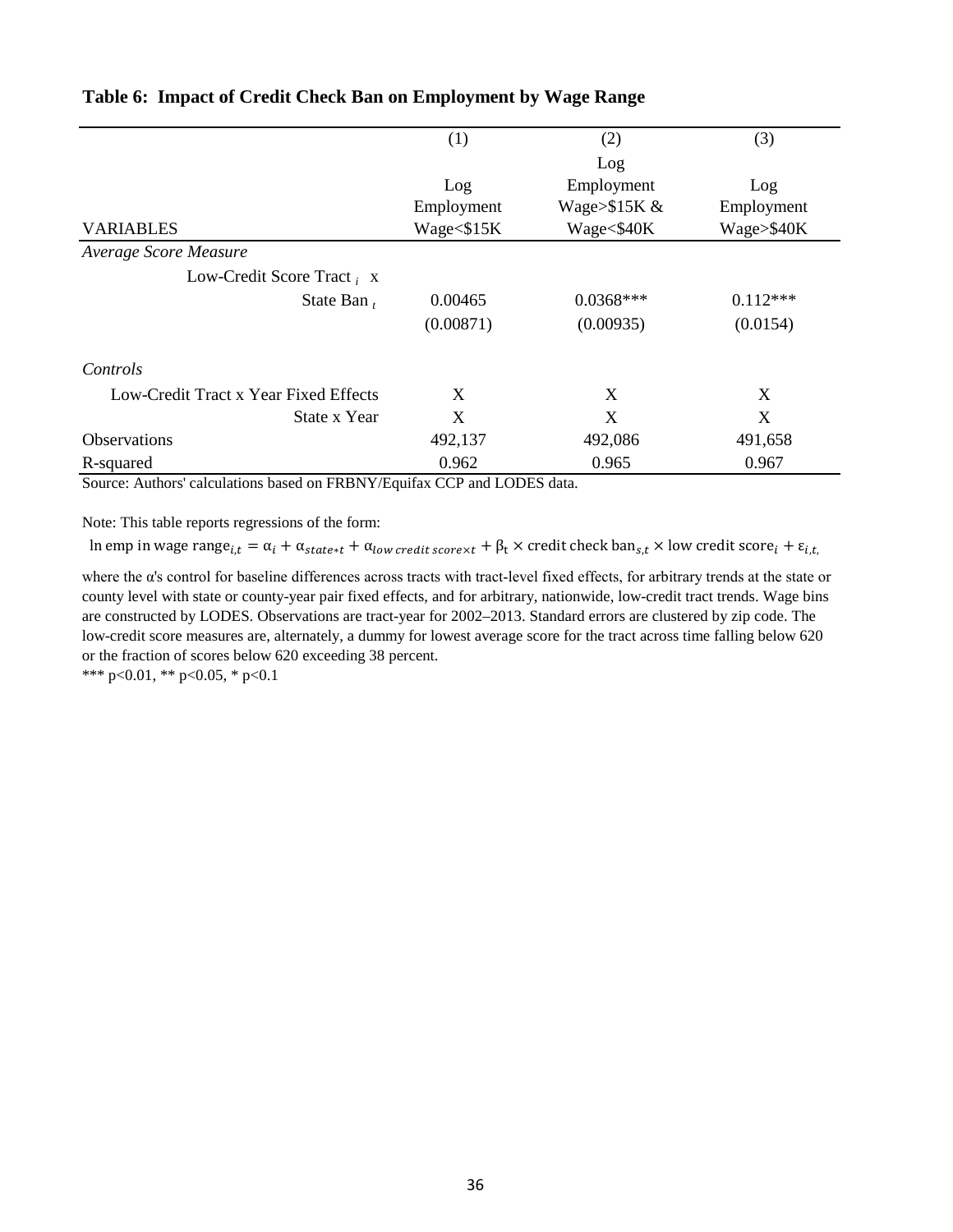**Table 6: Impact of Credit Check Ban on Employment by Wage Range**

| VARIABLES | (1) Log Employment Wage<$15K | (2) Log Employment Wage>$15K & Wage<$40K | (3) Log Employment Wage>$40K |
|---|---|---|---|
| *Average Score Measure* | | | |
| Low-Credit Score Tract $_i$ x State Ban $_t$ | 0.00465 | 0.0368*** | 0.112*** |
| | (0.00871) | (0.00935) | (0.0154) |
| *Controls* | | | |
| Low-Credit Tract x Year Fixed Effects | X | X | X |
| State x Year | X | X | X |
| Observations | 492,137 | 492,086 | 491,658 |
| R-squared | 0.962 | 0.965 | 0.967 |

Source: Authors' calculations based on FRBNY/Equifax CCP and LODES data.

Note: This table reports regressions of the form:

$$\ln \text{emp in wage range}_{i,t} = \alpha_i + \alpha_{state*t} + \alpha_{low\ credit\ score \times t} + \beta_t \times \text{credit check ban}_{s,t} \times \text{low credit score}_i + \varepsilon_{i,t,}$$

where the α's control for baseline differences across tracts with tract-level fixed effects, for arbitrary trends at the state or county level with state or county-year pair fixed effects, and for arbitrary, nationwide, low-credit tract trends. Wage bins are constructed by LODES. Observations are tract-year for 2002–2013. Standard errors are clustered by zip code. The low-credit score measures are, alternately, a dummy for lowest average score for the tract across time falling below 620 or the fraction of scores below 620 exceeding 38 percent.

*** p<0.01, ** p<0.05, * p<0.1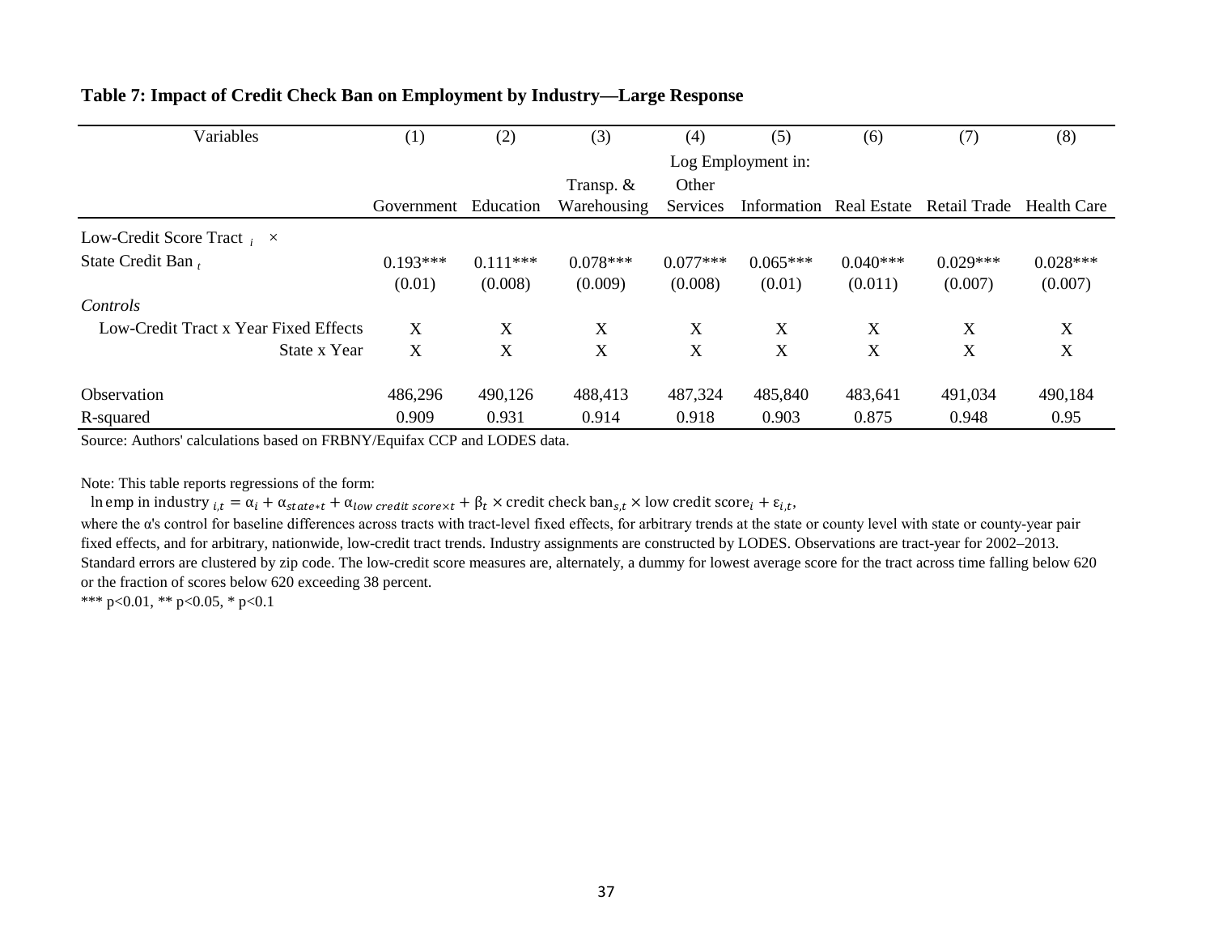**Table 7: Impact of Credit Check Ban on Employment by Industry—Large Response**

| Variables | (1) | (2) | (3) | (4) | (5) | (6) | (7) | (8) |
|---|---|---|---|---|---|---|---|---|
| | Log Employment in: | | | | | | | |
| | Government | Education | Transp. & Warehousing | Other Services | Information | Real Estate | Retail Trade | Health Care |
| Low-Credit Score Tract $_i$ × State Credit Ban $_t$ | 0.193*** | 0.111*** | 0.078*** | 0.077*** | 0.065*** | 0.040*** | 0.029*** | 0.028*** |
| | (0.01) | (0.008) | (0.009) | (0.008) | (0.01) | (0.011) | (0.007) | (0.007) |
| *Controls* | | | | | | | | |
| Low-Credit Tract x Year Fixed Effects | X | X | X | X | X | X | X | X |
| State x Year | X | X | X | X | X | X | X | X |
| Observation | 486,296 | 490,126 | 488,413 | 487,324 | 485,840 | 483,641 | 491,034 | 490,184 |
| R-squared | 0.909 | 0.931 | 0.914 | 0.918 | 0.903 | 0.875 | 0.948 | 0.95 |

Source: Authors' calculations based on FRBNY/Equifax CCP and LODES data.

Note: This table reports regressions of the form:

$$\ln \text{emp in industry}_{i,t} = \alpha_i + \alpha_{state*t} + \alpha_{low\ credit\ score \times t} + \beta_t \times \text{credit check ban}_{s,t} \times \text{low credit score}_i + \varepsilon_{i,t},$$

where the α's control for baseline differences across tracts with tract-level fixed effects, for arbitrary trends at the state or county level with state or county-year pair fixed effects, and for arbitrary, nationwide, low-credit tract trends. Industry assignments are constructed by LODES. Observations are tract-year for 2002–2013. Standard errors are clustered by zip code. The low-credit score measures are, alternately, a dummy for lowest average score for the tract across time falling below 620 or the fraction of scores below 620 exceeding 38 percent.

*** p<0.01, ** p<0.05, * p<0.1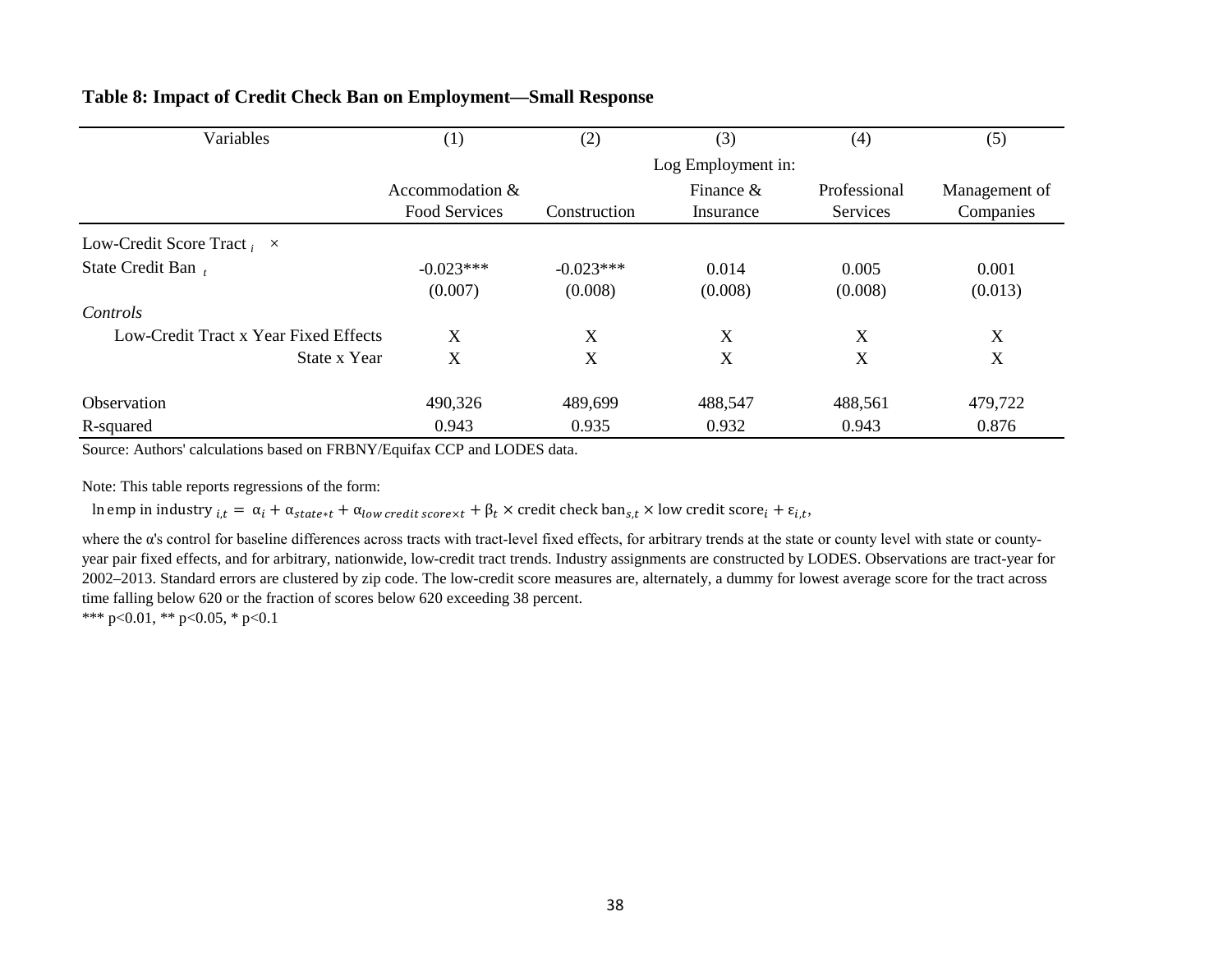**Table 8: Impact of Credit Check Ban on Employment—Small Response**

| Variables | (1) | (2) | (3) | (4) | (5) |
|---|---|---|---|---|---|
| | Log Employment in: | | | | |
| | Accommodation & Food Services | Construction | Finance & Insurance | Professional Services | Management of Companies |
| Low-Credit Score Tract $_i$ × State Credit Ban $_t$ | -0.023*** | -0.023*** | 0.014 | 0.005 | 0.001 |
| | (0.007) | (0.008) | (0.008) | (0.008) | (0.013) |
| *Controls* | | | | | |
| Low-Credit Tract x Year Fixed Effects | X | X | X | X | X |
| State x Year | X | X | X | X | X |
| Observation | 490,326 | 489,699 | 488,547 | 488,561 | 479,722 |
| R-squared | 0.943 | 0.935 | 0.932 | 0.943 | 0.876 |

Source: Authors' calculations based on FRBNY/Equifax CCP and LODES data.

Note: This table reports regressions of the form:

$$\ln \text{emp in industry}_{i,t} = \alpha_i + \alpha_{state*t} + \alpha_{low\,credit\,score \times t} + \beta_t \times \text{credit check ban}_{s,t} \times \text{low credit score}_i + \varepsilon_{i,t},$$

where the α's control for baseline differences across tracts with tract-level fixed effects, for arbitrary trends at the state or county level with state or county-year pair fixed effects, and for arbitrary, nationwide, low-credit tract trends. Industry assignments are constructed by LODES. Observations are tract-year for 2002–2013. Standard errors are clustered by zip code. The low-credit score measures are, alternately, a dummy for lowest average score for the tract across time falling below 620 or the fraction of scores below 620 exceeding 38 percent.

*** p<0.01, ** p<0.05, * p<0.1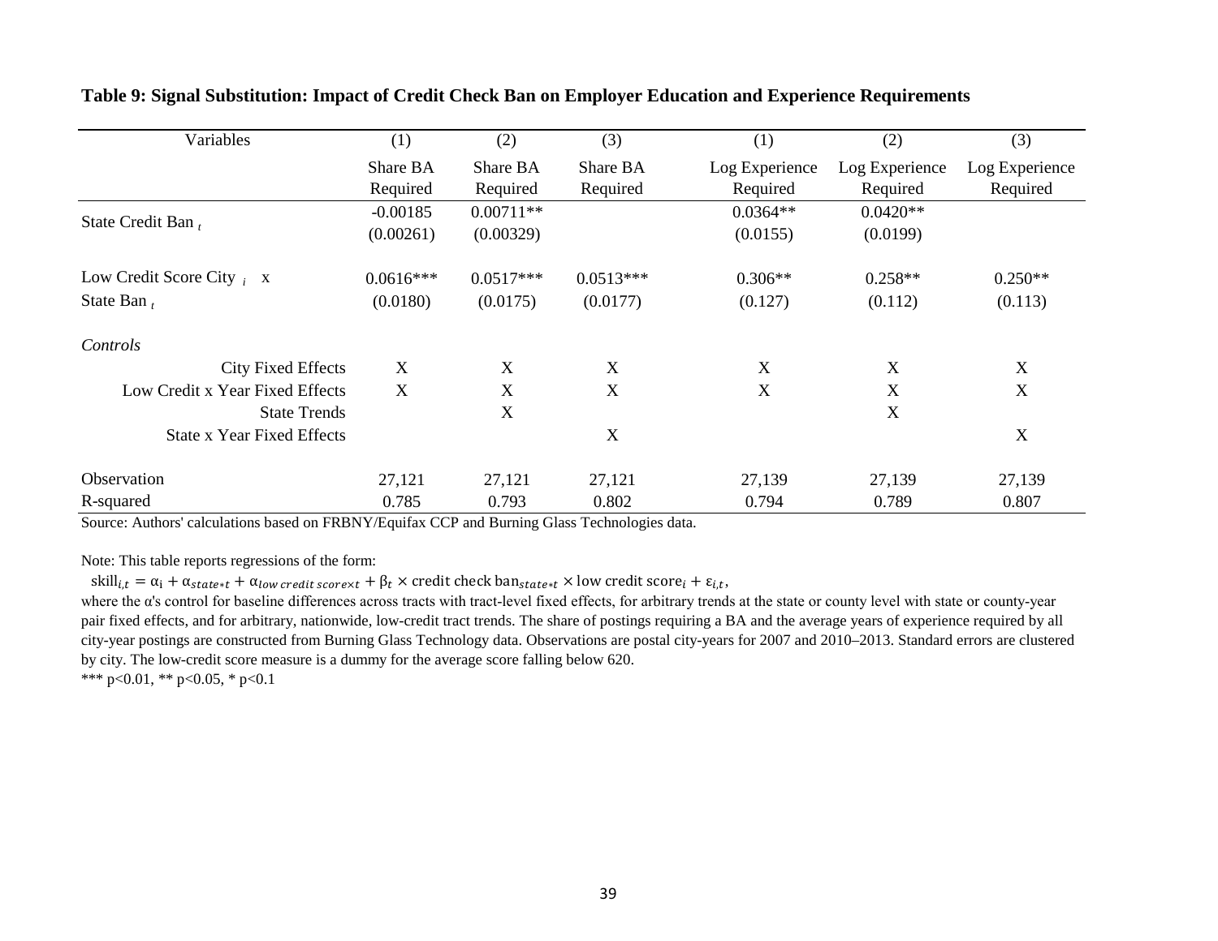**Table 9: Signal Substitution: Impact of Credit Check Ban on Employer Education and Experience Requirements**

| Variables | (1) | (2) | (3) | (1) | (2) | (3) |
|---|---|---|---|---|---|---|
| | Share BA Required | Share BA Required | Share BA Required | Log Experience Required | Log Experience Required | Log Experience Required |
| State Credit Ban $_t$ | -0.00185 | 0.00711** | | 0.0364** | 0.0420** | |
| | (0.00261) | (0.00329) | | (0.0155) | (0.0199) | |
| Low Credit Score City $_i$ x State Ban $_t$ | 0.0616*** | 0.0517*** | 0.0513*** | 0.306** | 0.258** | 0.250** |
| | (0.0180) | (0.0175) | (0.0177) | (0.127) | (0.112) | (0.113) |
| *Controls* | | | | | | |
| City Fixed Effects | X | X | X | X | X | X |
| Low Credit x Year Fixed Effects | X | X | X | X | X | X |
| State Trends | | X | | | X | |
| State x Year Fixed Effects | | | X | | | X |
| Observation | 27,121 | 27,121 | 27,121 | 27,139 | 27,139 | 27,139 |
| R-squared | 0.785 | 0.793 | 0.802 | 0.794 | 0.789 | 0.807 |

Source: Authors' calculations based on FRBNY/Equifax CCP and Burning Glass Technologies data.

Note: This table reports regressions of the form:

$\text{skill}_{i,t} = \alpha_i + \alpha_{state*t} + \alpha_{low\ credit\ score \times t} + \beta_t \times \text{credit check ban}_{state*t} \times \text{low credit score}_i + \varepsilon_{i,t}$,

where the α's control for baseline differences across tracts with tract-level fixed effects, for arbitrary trends at the state or county level with state or county-year pair fixed effects, and for arbitrary, nationwide, low-credit tract trends. The share of postings requiring a BA and the average years of experience required by all city-year postings are constructed from Burning Glass Technology data. Observations are postal city-years for 2007 and 2010–2013. Standard errors are clustered by city. The low-credit score measure is a dummy for the average score falling below 620.

*** p<0.01, ** p<0.05, * p<0.1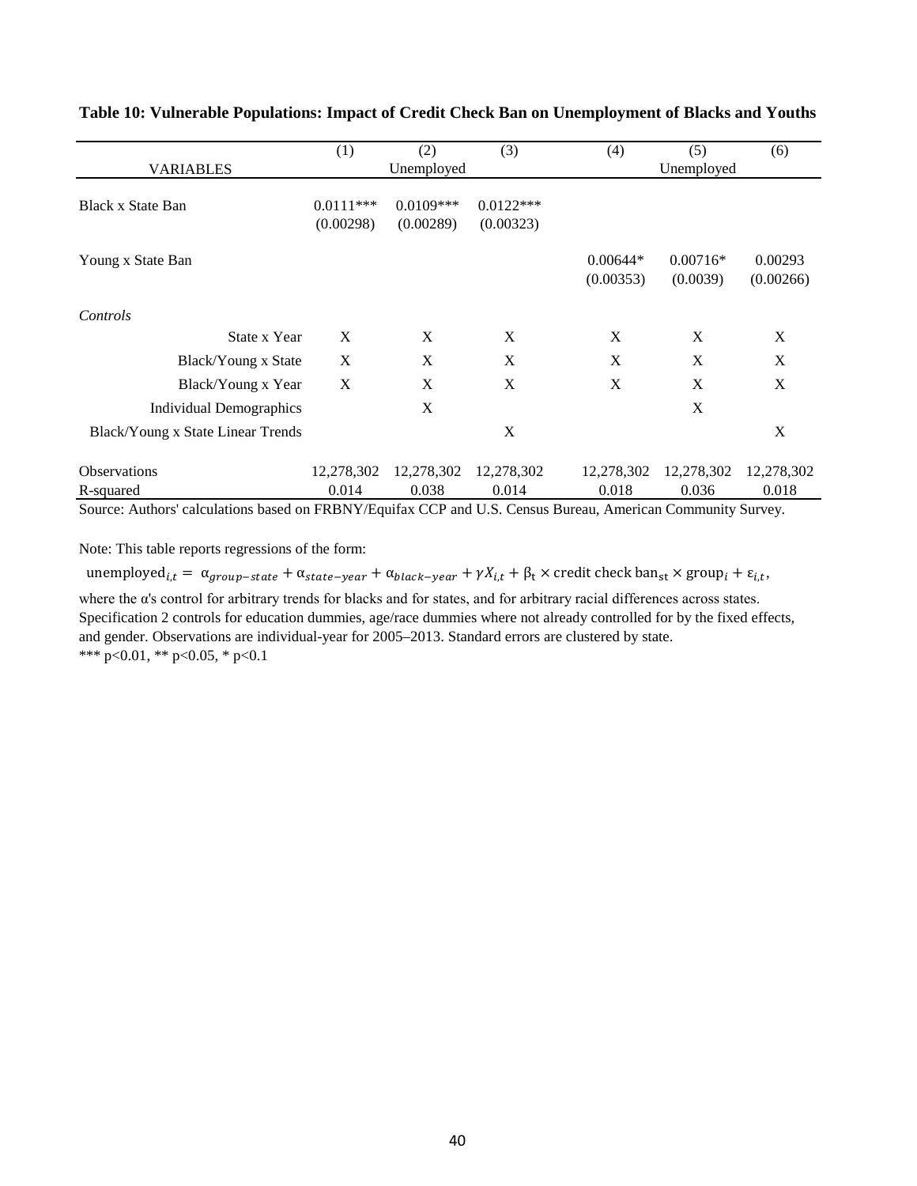**Table 10: Vulnerable Populations: Impact of Credit Check Ban on Unemployment of Blacks and Youths**

| | (1) | (2) | (3) | (4) | (5) | (6) |
|---|---|---|---|---|---|---|
| VARIABLES | | Unemployed | | | Unemployed | |
| Black x State Ban | 0.0111*** | 0.0109*** | 0.0122*** | | | |
| | (0.00298) | (0.00289) | (0.00323) | | | |
| Young x State Ban | | | | 0.00644* | 0.00716* | 0.00293 |
| | | | | (0.00353) | (0.0039) | (0.00266) |
| *Controls* | | | | | | |
| State x Year | X | X | X | X | X | X |
| Black/Young x State | X | X | X | X | X | X |
| Black/Young x Year | X | X | X | X | X | X |
| Individual Demographics | | X | | | X | |
| Black/Young x State Linear Trends | | | X | | | X |
| Observations | 12,278,302 | 12,278,302 | 12,278,302 | 12,278,302 | 12,278,302 | 12,278,302 |
| R-squared | 0.014 | 0.038 | 0.014 | 0.018 | 0.036 | 0.018 |

Source: Authors' calculations based on FRBNY/Equifax CCP and U.S. Census Bureau, American Community Survey.

Note: This table reports regressions of the form:

$$\text{unemployed}_{i,t} = \alpha_{group-state} + \alpha_{state-year} + \alpha_{black-year} + \gamma X_{i,t} + \beta_t \times \text{credit check ban}_{st} \times \text{group}_i + \varepsilon_{i,t},$$

where the α's control for arbitrary trends for blacks and for states, and for arbitrary racial differences across states. Specification 2 controls for education dummies, age/race dummies where not already controlled for by the fixed effects, and gender. Observations are individual-year for 2005–2013. Standard errors are clustered by state.
*** p<0.01, ** p<0.05, * p<0.1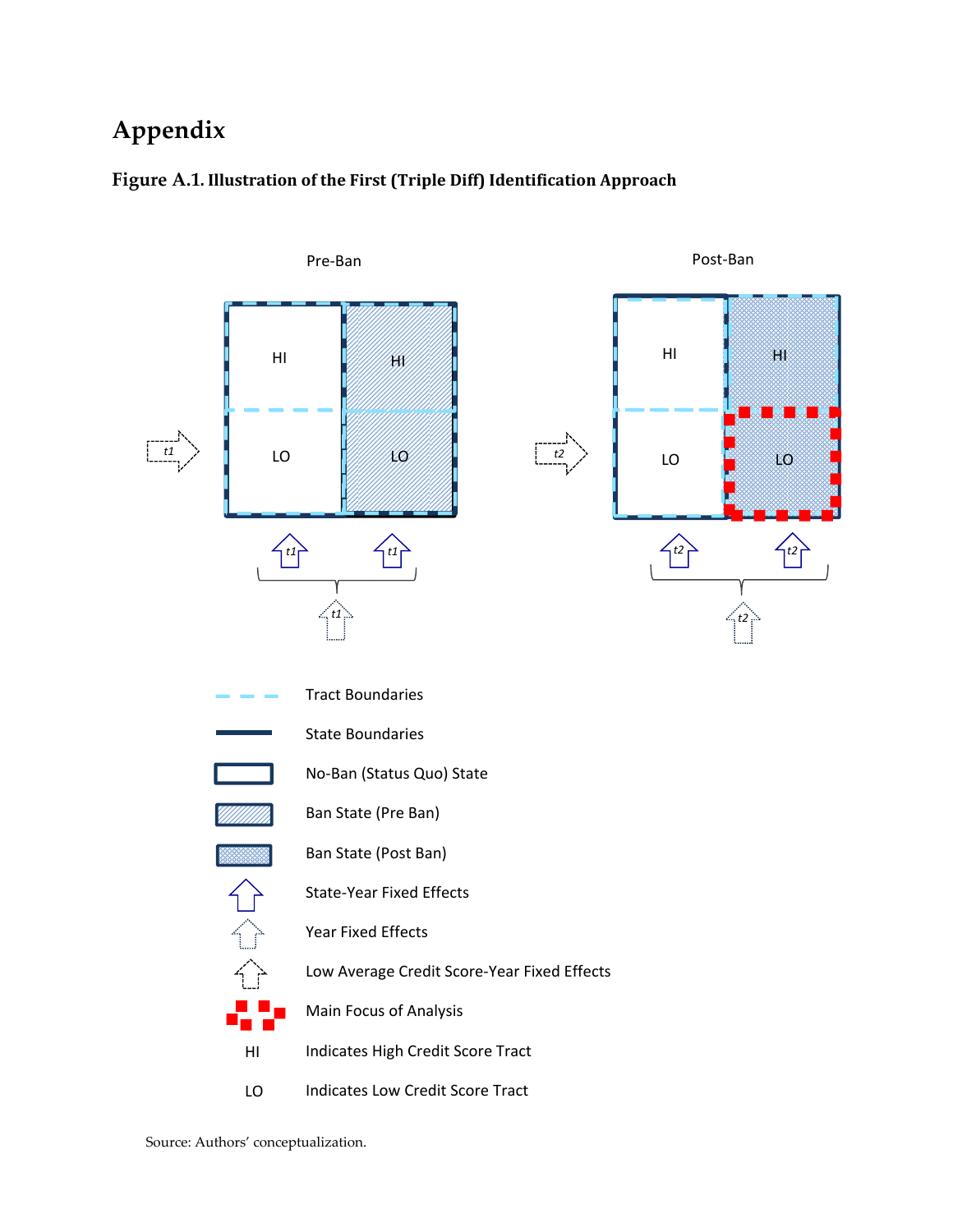# Appendix

**Figure A.1. Illustration of the First (Triple Diff) Identification Approach**

Pre-Ban

Post-Ban

HI

HI

LO

LO

t1

t1

t1

t1

HI

HI

LO

LO

t2

t2

t2

t2

Tract Boundaries

State Boundaries

No-Ban (Status Quo) State

Ban State (Pre Ban)

Ban State (Post Ban)

State-Year Fixed Effects

Year Fixed Effects

Low Average Credit Score-Year Fixed Effects

Main Focus of Analysis

HI Indicates High Credit Score Tract

LO Indicates Low Credit Score Tract

Source: Authors' conceptualization.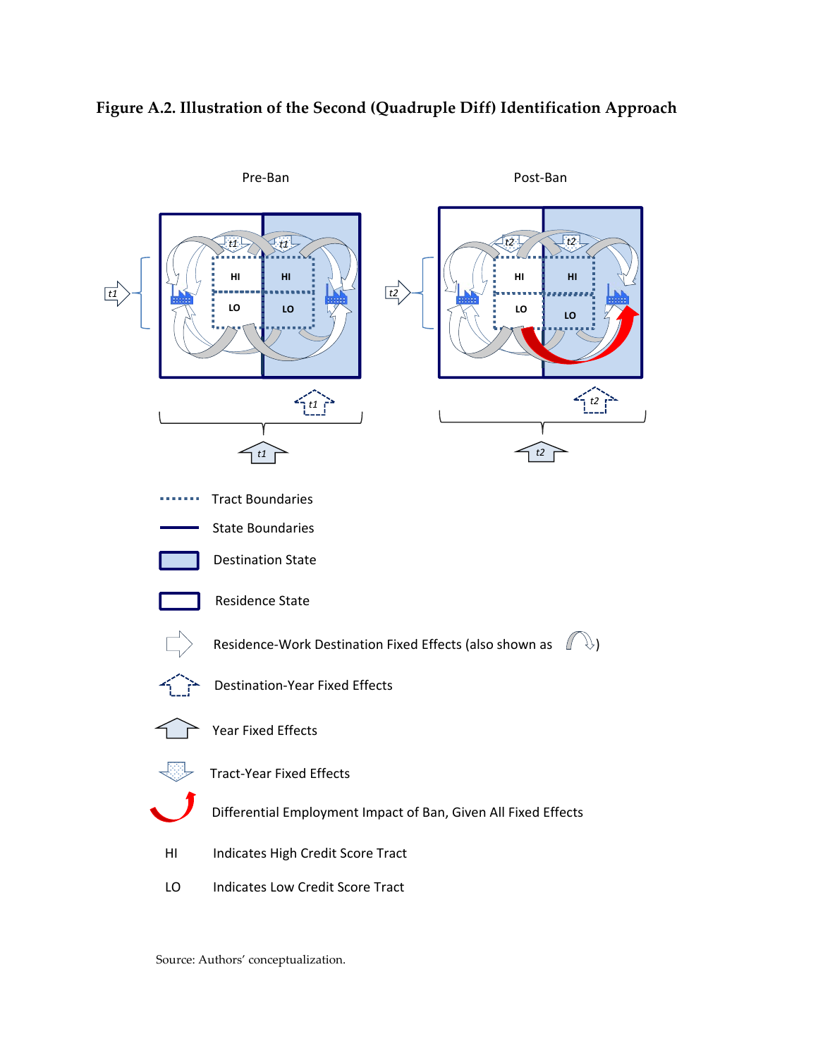**Figure A.2. Illustration of the Second (Quadruple Diff) Identification Approach**

Pre-Ban

Post-Ban

t1

t2

HI

LO

Tract Boundaries

State Boundaries

Destination State

Residence State

Residence-Work Destination Fixed Effects (also shown as )

Destination-Year Fixed Effects

Year Fixed Effects

Tract-Year Fixed Effects

Differential Employment Impact of Ban, Given All Fixed Effects

HI Indicates High Credit Score Tract

LO Indicates Low Credit Score Tract

Source: Authors' conceptualization.